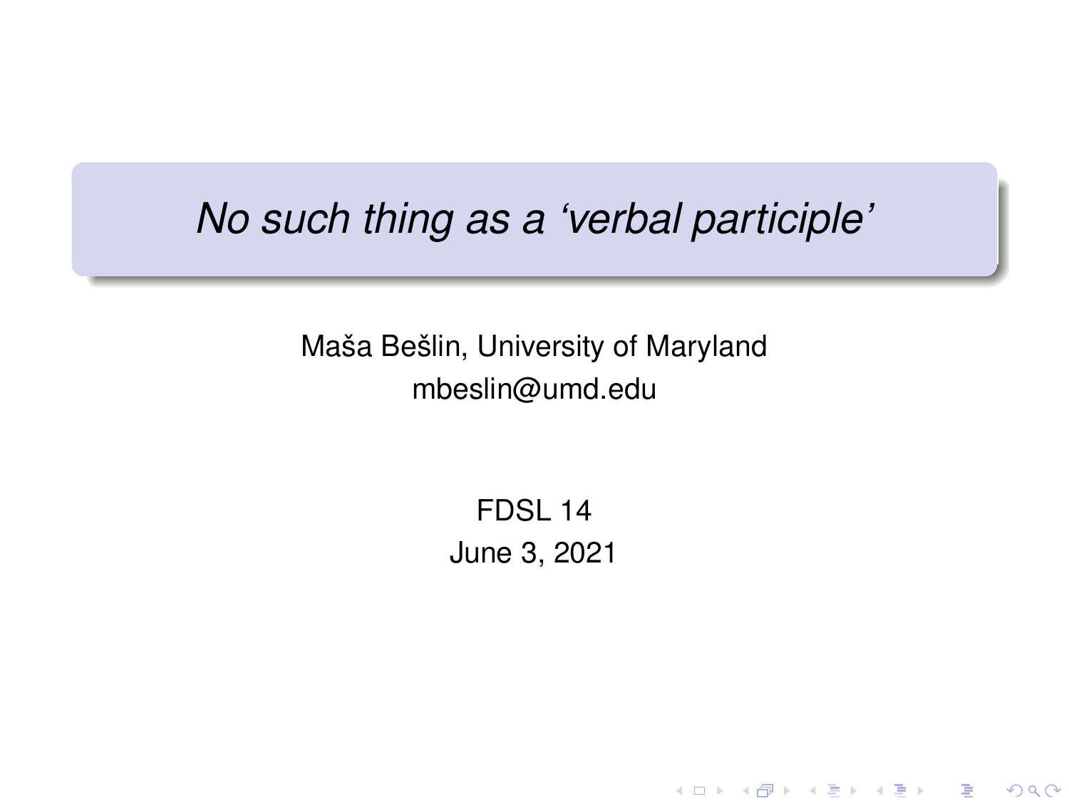# *No such thing as a 'verbal participle'*

Maša Bešlin, University of Maryland
mbeslin@umd.edu

FDSL 14
June 3, 2021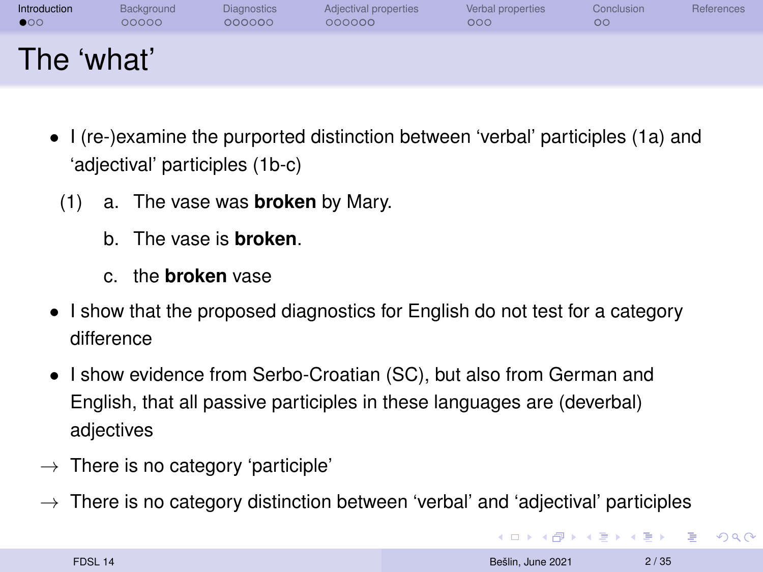# The ‘what’

- I (re-)examine the purported distinction between ‘verbal’ participles (1a) and ‘adjectival’ participles (1b-c)

(1) a. The vase was **broken** by Mary.

  b. The vase is **broken**.

  c. the **broken** vase

- I show that the proposed diagnostics for English do not test for a category difference
- I show evidence from Serbo-Croatian (SC), but also from German and English, that all passive participles in these languages are (deverbal) adjectives

→ There is no category ‘participle’

→ There is no category distinction between ‘verbal’ and ‘adjectival’ participles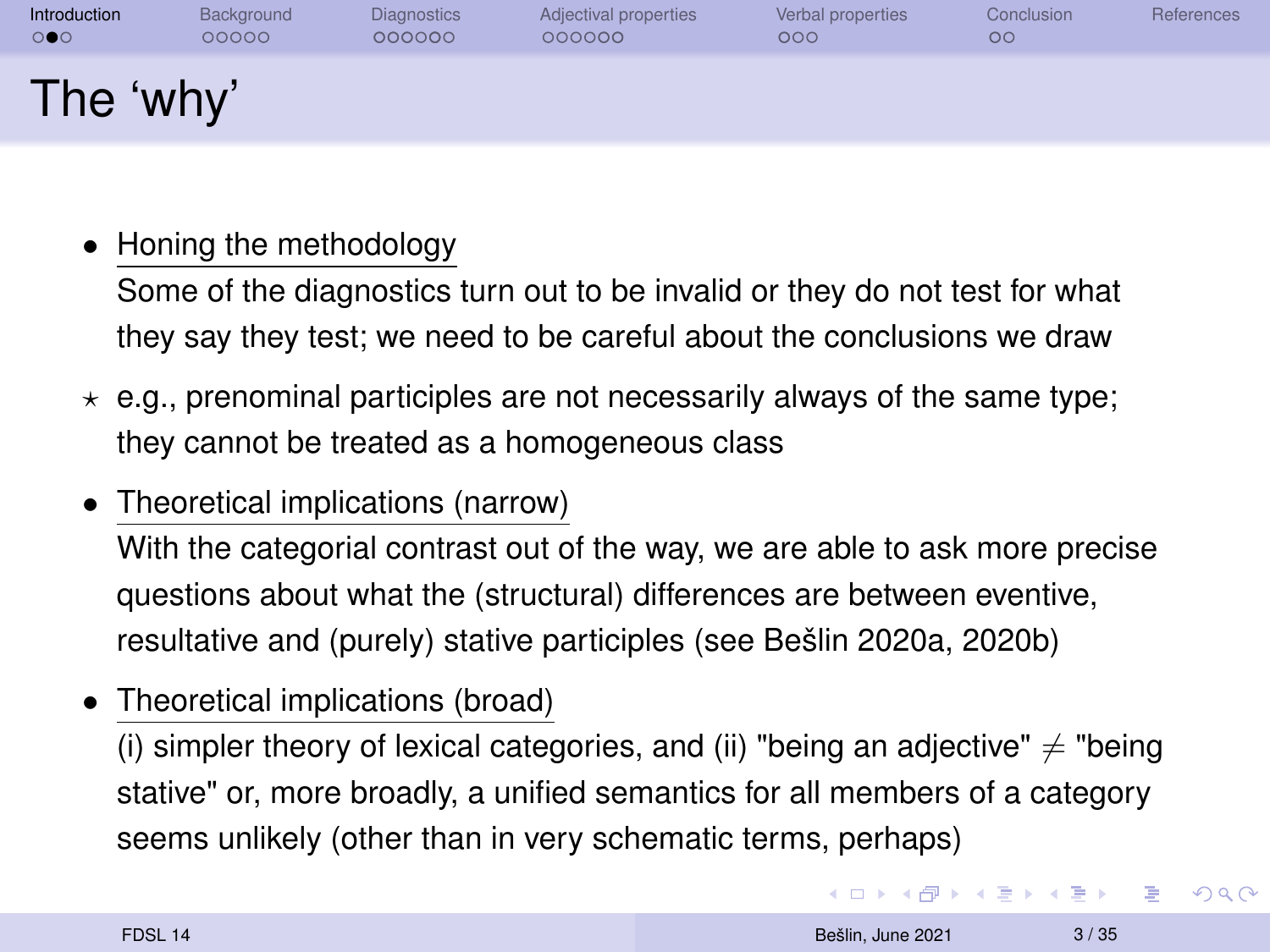# The 'why'

- <u>Honing the methodology</u>
  Some of the diagnostics turn out to be invalid or they do not test for what they say they test; we need to be careful about the conclusions we draw

⋆ e.g., prenominal participles are not necessarily always of the same type; they cannot be treated as a homogeneous class

- <u>Theoretical implications (narrow)</u>
  With the categorial contrast out of the way, we are able to ask more precise questions about what the (structural) differences are between eventive, resultative and (purely) stative participles (see Bešlin 2020a, 2020b)

- <u>Theoretical implications (broad)</u>
  (i) simpler theory of lexical categories, and (ii) "being an adjective" ≠ "being stative" or, more broadly, a unified semantics for all members of a category seems unlikely (other than in very schematic terms, perhaps)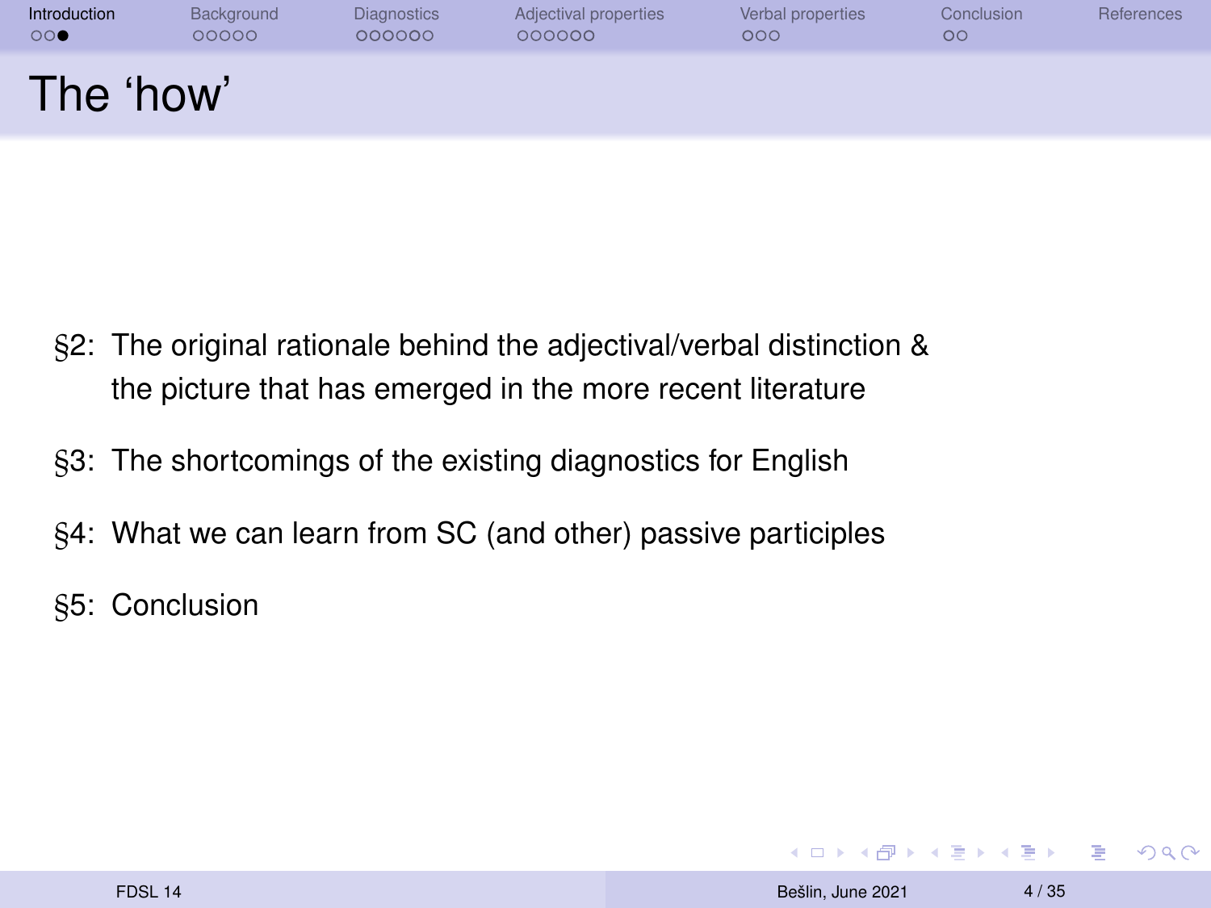# The 'how'

§2: The original rationale behind the adjectival/verbal distinction & the picture that has emerged in the more recent literature

§3: The shortcomings of the existing diagnostics for English

§4: What we can learn from SC (and other) passive participles

§5: Conclusion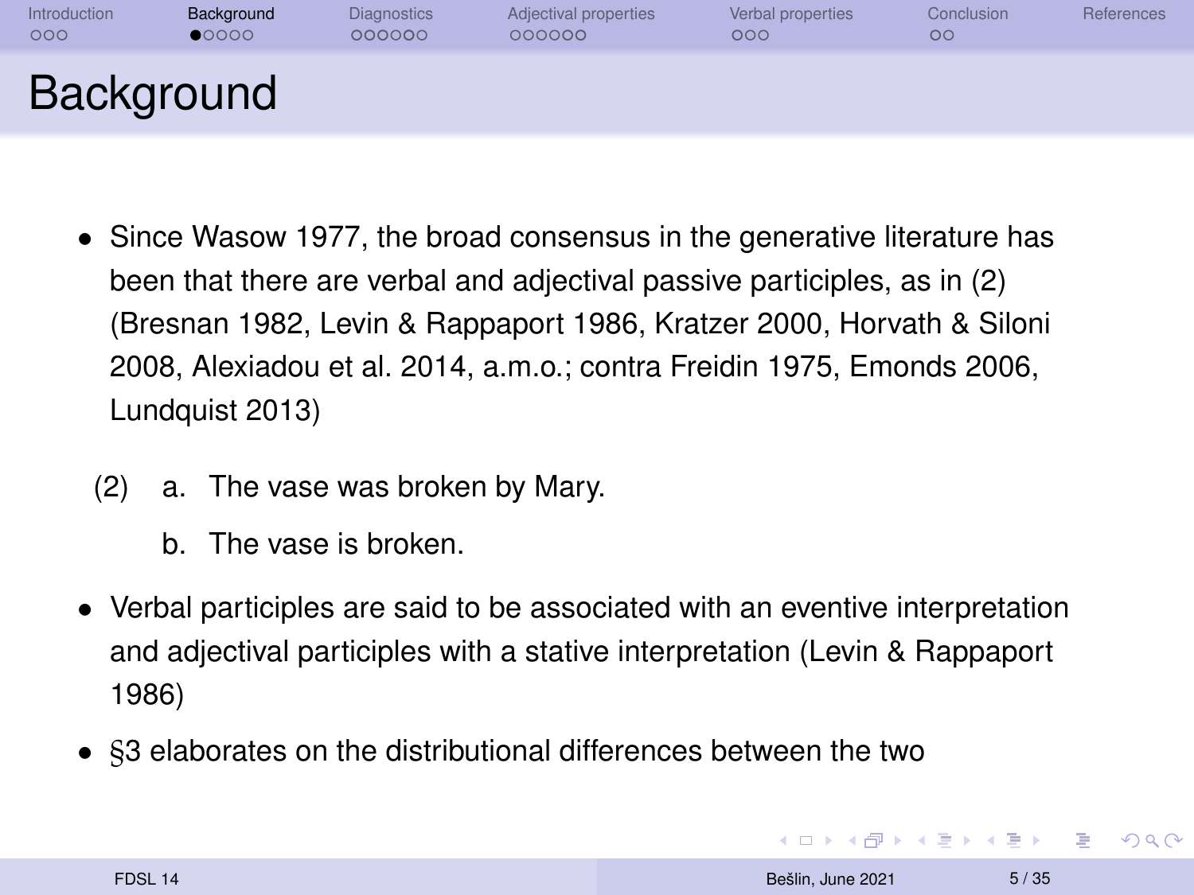# Background

- Since Wasow 1977, the broad consensus in the generative literature has been that there are verbal and adjectival passive participles, as in (2) (Bresnan 1982, Levin & Rappaport 1986, Kratzer 2000, Horvath & Siloni 2008, Alexiadou et al. 2014, a.m.o.; contra Freidin 1975, Emonds 2006, Lundquist 2013)

(2) a. The vase was broken by Mary.

b. The vase is broken.

- Verbal participles are said to be associated with an eventive interpretation and adjectival participles with a stative interpretation (Levin & Rappaport 1986)
- §3 elaborates on the distributional differences between the two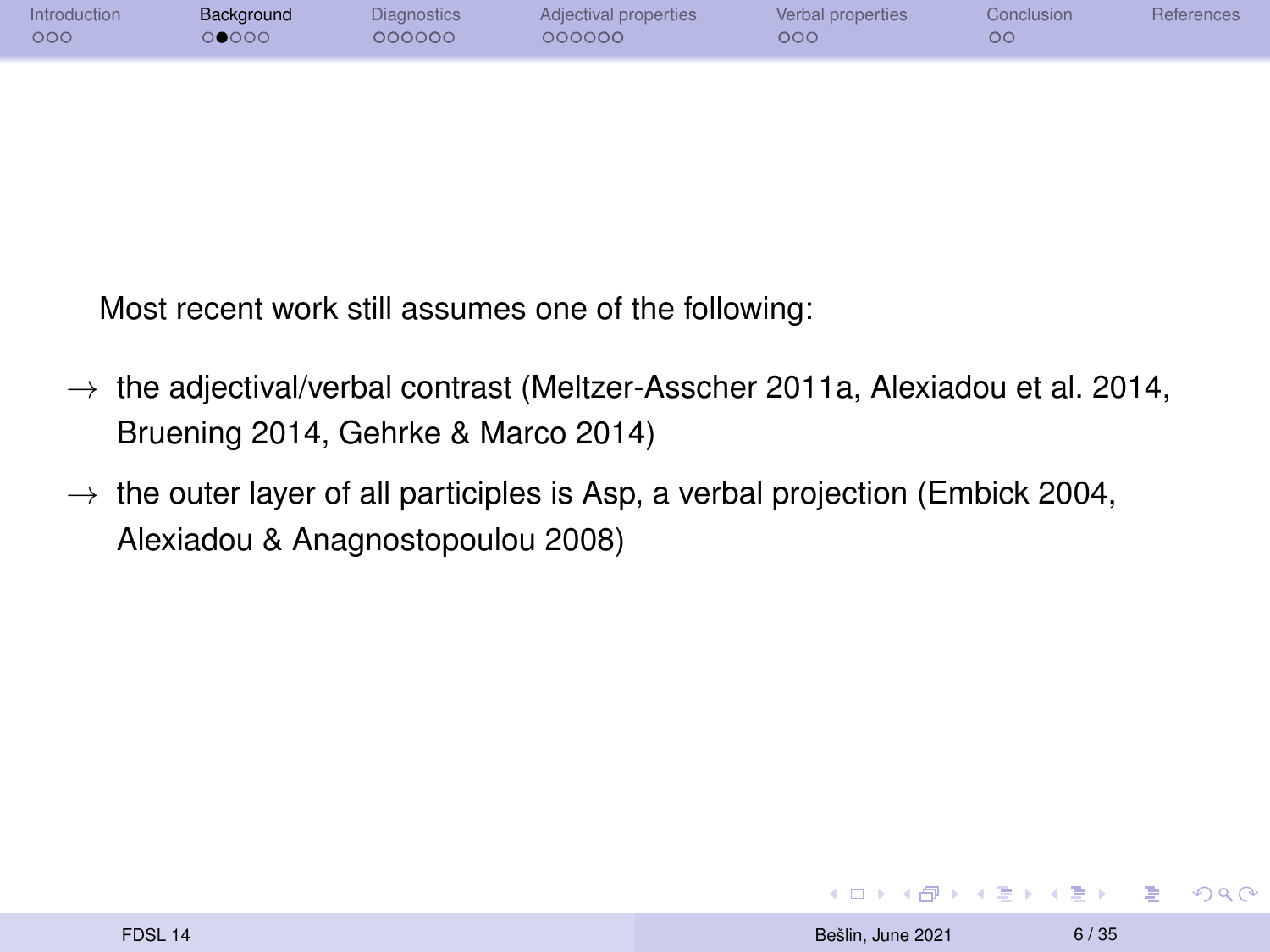Most recent work still assumes one of the following:

$\rightarrow$ the adjectival/verbal contrast (Meltzer-Asscher 2011a, Alexiadou et al. 2014, Bruening 2014, Gehrke & Marco 2014)

$\rightarrow$ the outer layer of all participles is Asp, a verbal projection (Embick 2004, Alexiadou & Anagnostopoulou 2008)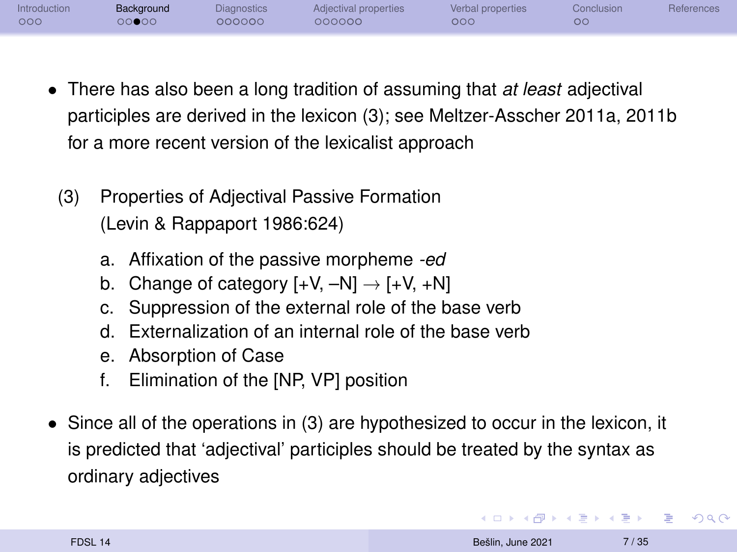- There has also been a long tradition of assuming that *at least* adjectival participles are derived in the lexicon (3); see Meltzer-Asscher 2011a, 2011b for a more recent version of the lexicalist approach

(3) Properties of Adjectival Passive Formation (Levin & Rappaport 1986:624)

  a. Affixation of the passive morpheme *-ed*
  b. Change of category [+V, –N] → [+V, +N]
  c. Suppression of the external role of the base verb
  d. Externalization of an internal role of the base verb
  e. Absorption of Case
  f. Elimination of the [NP, VP] position

- Since all of the operations in (3) are hypothesized to occur in the lexicon, it is predicted that 'adjectival' participles should be treated by the syntax as ordinary adjectives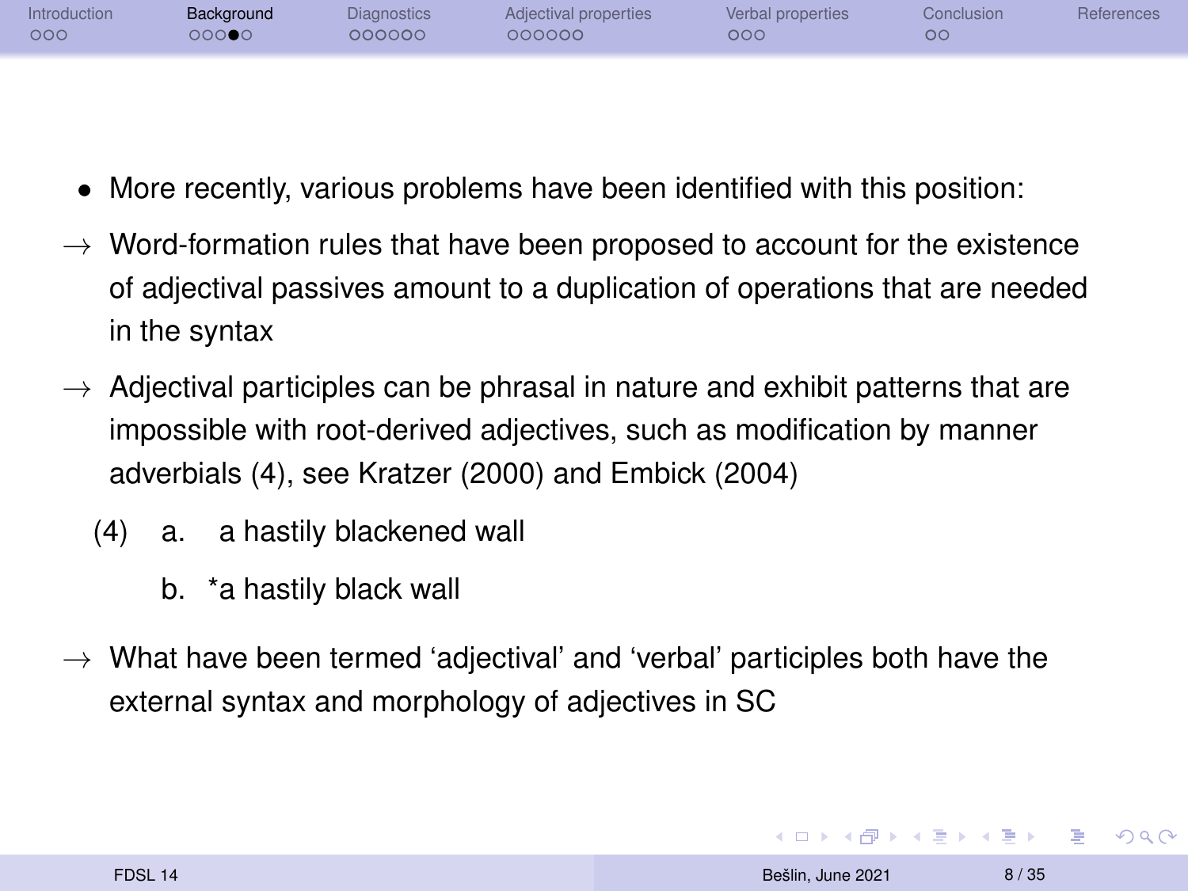- More recently, various problems have been identified with this position:

→ Word-formation rules that have been proposed to account for the existence of adjectival passives amount to a duplication of operations that are needed in the syntax

→ Adjectival participles can be phrasal in nature and exhibit patterns that are impossible with root-derived adjectives, such as modification by manner adverbials (4), see Kratzer (2000) and Embick (2004)

(4) a. a hastily blackened wall

  b. *a hastily black wall

→ What have been termed 'adjectival' and 'verbal' participles both have the external syntax and morphology of adjectives in SC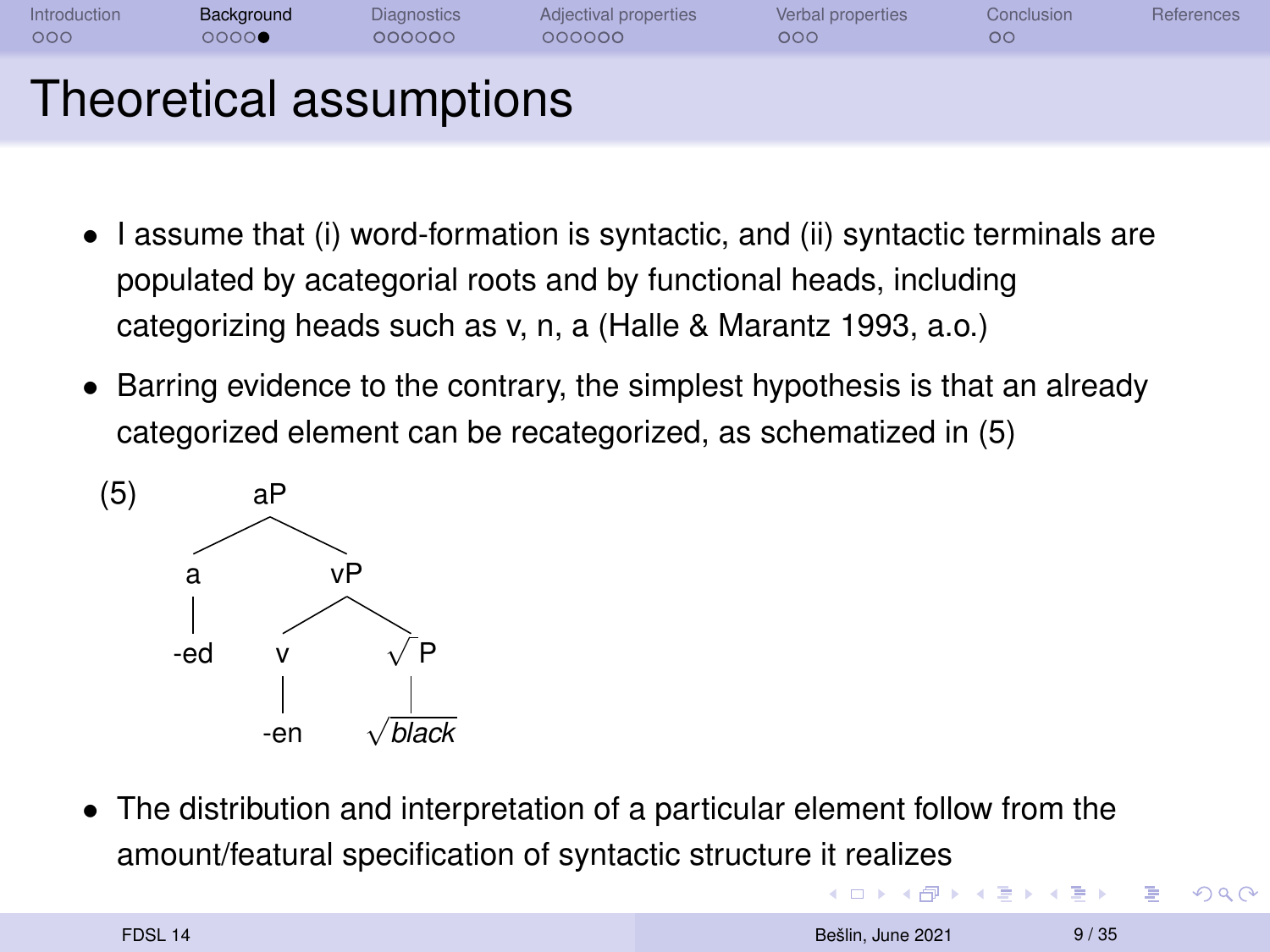# Theoretical assumptions

- I assume that (i) word-formation is syntactic, and (ii) syntactic terminals are populated by acategorial roots and by functional heads, including categorizing heads such as v, n, a (Halle & Marantz 1993, a.o.)
- Barring evidence to the contrary, the simplest hypothesis is that an already categorized element can be recategorized, as schematized in (5)

(5)

```
        aP
       /  \
      a    vP
      |   /  \
    -ed  v    √P
         |     |
        -en  √black
```

- The distribution and interpretation of a particular element follow from the amount/featural specification of syntactic structure it realizes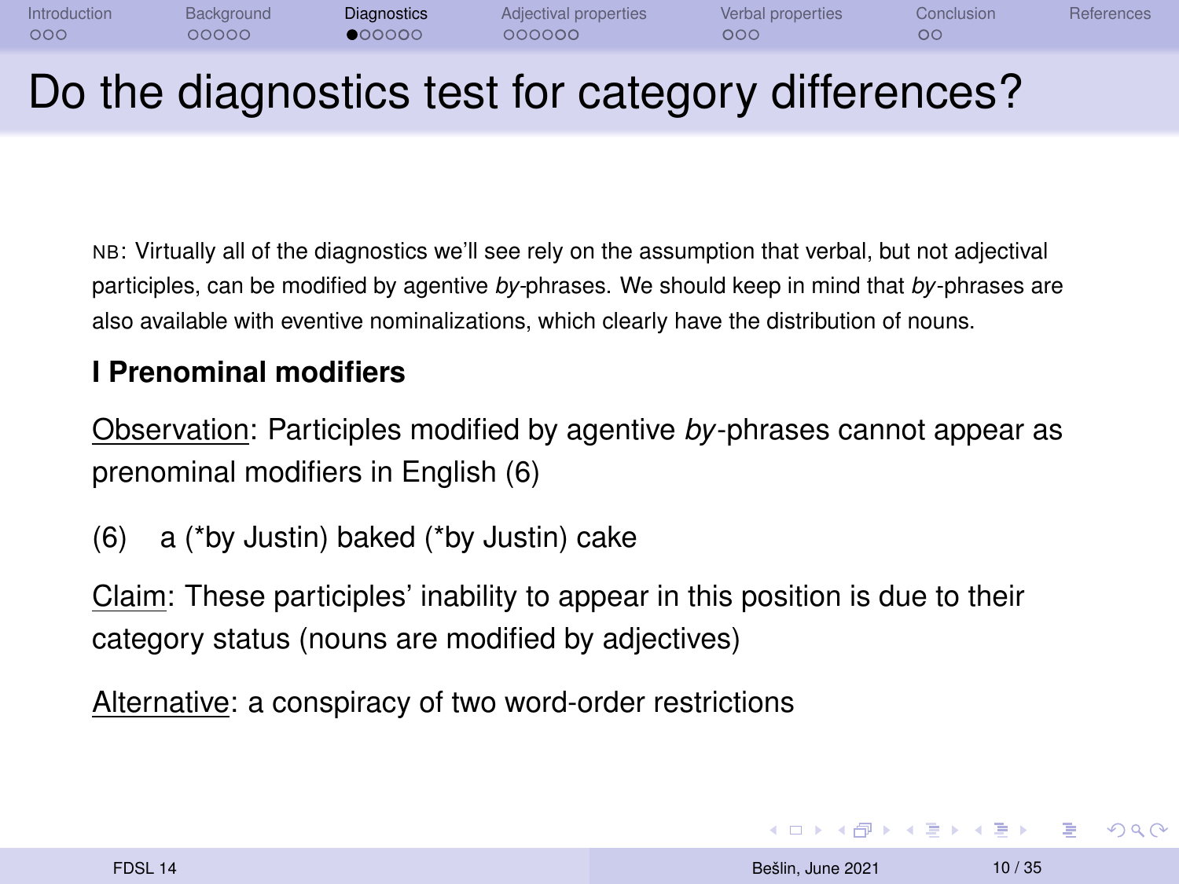# Do the diagnostics test for category differences?

NB: Virtually all of the diagnostics we'll see rely on the assumption that verbal, but not adjectival participles, can be modified by agentive *by*-phrases. We should keep in mind that *by*-phrases are also available with eventive nominalizations, which clearly have the distribution of nouns.

**I Prenominal modifiers**

Observation: Participles modified by agentive *by*-phrases cannot appear as prenominal modifiers in English (6)

(6) a (*by Justin) baked (*by Justin) cake

Claim: These participles' inability to appear in this position is due to their category status (nouns are modified by adjectives)

Alternative: a conspiracy of two word-order restrictions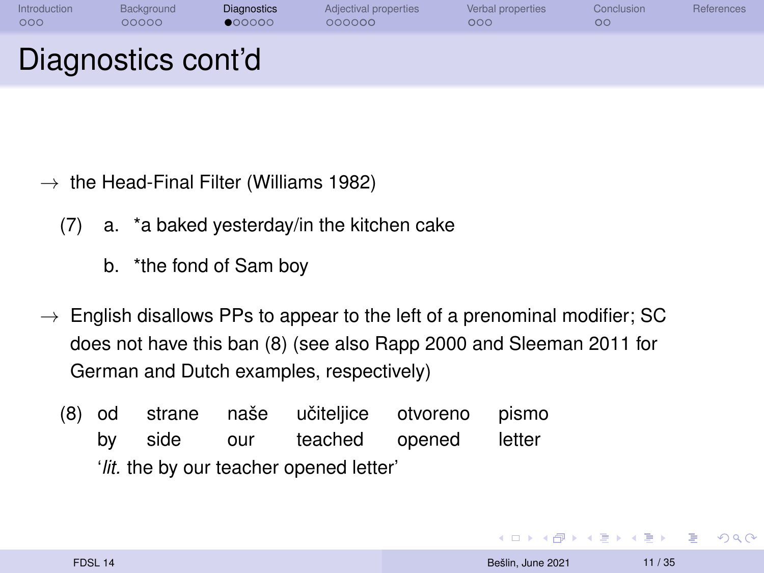# Diagnostics cont'd

→ the Head-Final Filter (Williams 1982)

(7) a. *a baked yesterday/in the kitchen cake

b. *the fond of Sam boy

→ English disallows PPs to appear to the left of a prenominal modifier; SC does not have this ban (8) (see also Rapp 2000 and Sleeman 2011 for German and Dutch examples, respectively)

(8)

| od | strane | naše | učiteljice | otvoreno | pismo |
|---|---|---|---|---|---|
| by | side | our | teached | opened | letter |

'*lit.* the by our teacher opened letter'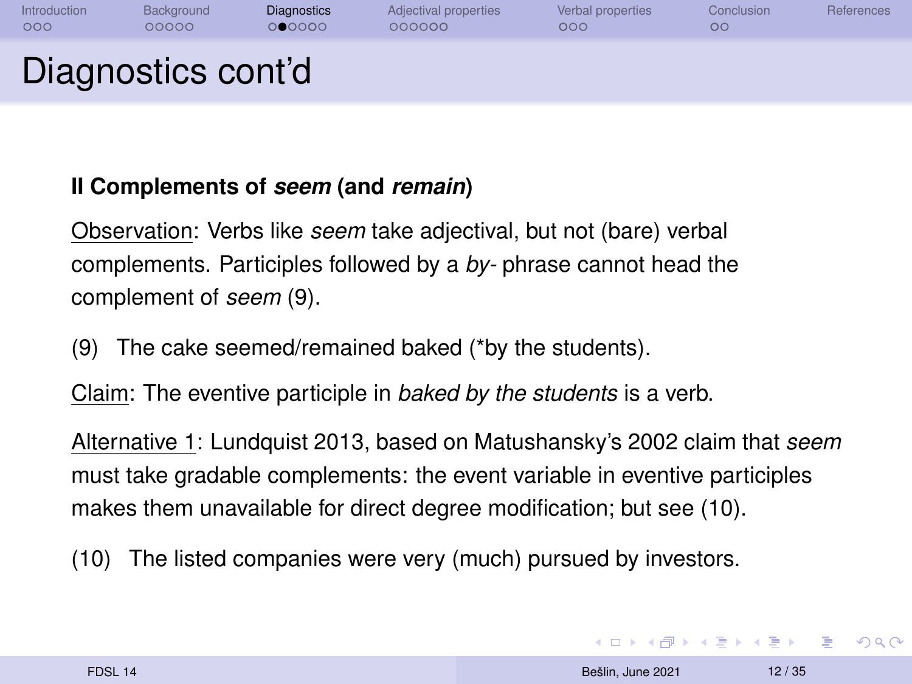# Diagnostics cont'd

**II Complements of *seem* (and *remain*)**

Observation: Verbs like *seem* take adjectival, but not (bare) verbal complements. Participles followed by a *by*- phrase cannot head the complement of *seem* (9).

(9) The cake seemed/remained baked (*by the students).

Claim: The eventive participle in *baked by the students* is a verb.

Alternative 1: Lundquist 2013, based on Matushansky's 2002 claim that *seem* must take gradable complements: the event variable in eventive participles makes them unavailable for direct degree modification; but see (10).

(10) The listed companies were very (much) pursued by investors.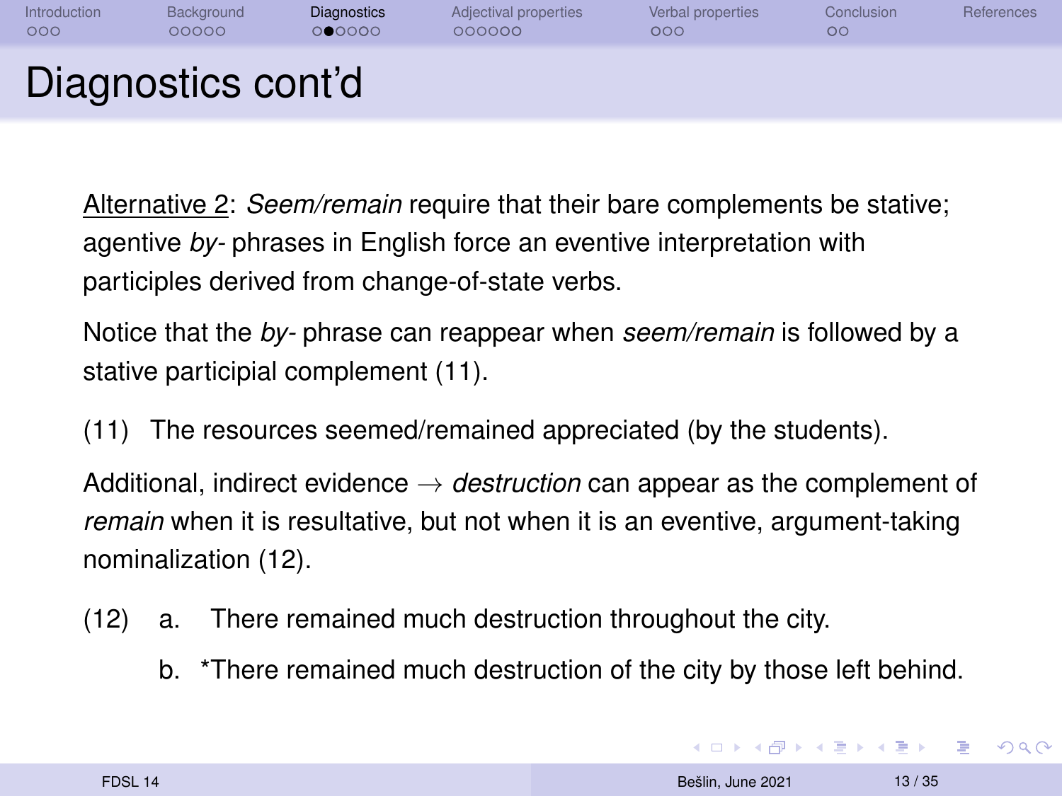# Diagnostics cont'd

<u>Alternative 2</u>: *Seem/remain* require that their bare complements be stative; agentive *by-* phrases in English force an eventive interpretation with participles derived from change-of-state verbs.

Notice that the *by-* phrase can reappear when *seem/remain* is followed by a stative participial complement (11).

(11) The resources seemed/remained appreciated (by the students).

Additional, indirect evidence → *destruction* can appear as the complement of *remain* when it is resultative, but not when it is an eventive, argument-taking nominalization (12).

(12) a. There remained much destruction throughout the city.

b. *There remained much destruction of the city by those left behind.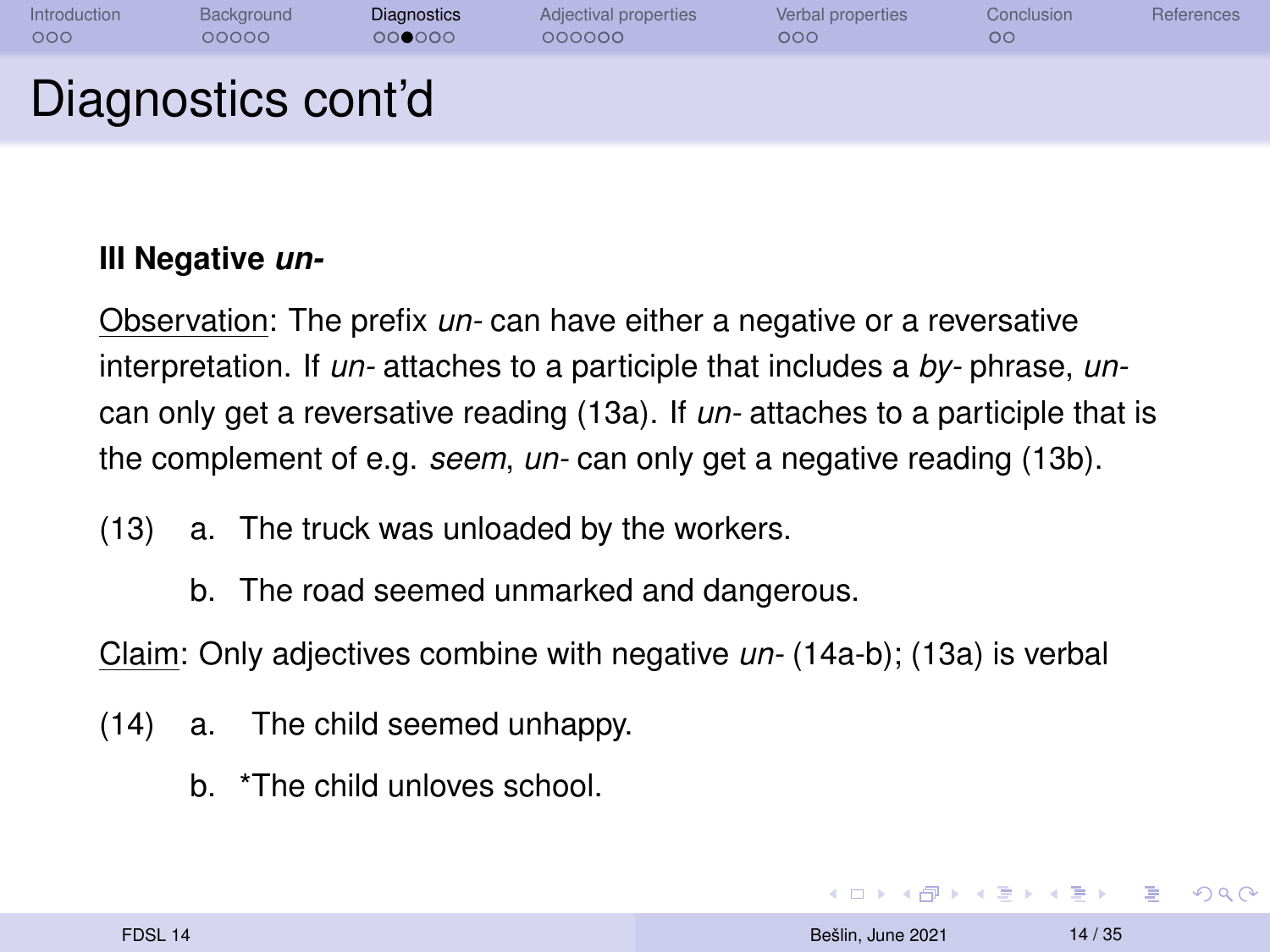# Diagnostics cont'd

**III Negative *un-***

Observation: The prefix *un-* can have either a negative or a reversative interpretation. If *un-* attaches to a participle that includes a *by-* phrase, *un-* can only get a reversative reading (13a). If *un-* attaches to a participle that is the complement of e.g. *seem*, *un-* can only get a negative reading (13b).

(13) a. The truck was unloaded by the workers.

b. The road seemed unmarked and dangerous.

Claim: Only adjectives combine with negative *un-* (14a-b); (13a) is verbal

(14) a. The child seemed unhappy.

b. *The child unloves school.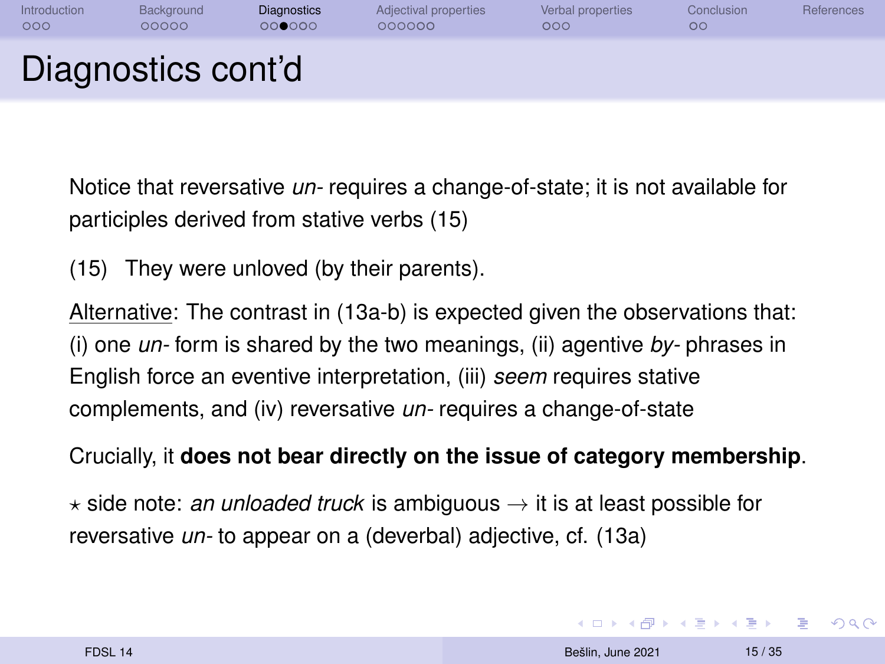# Diagnostics cont'd

Notice that reversative *un-* requires a change-of-state; it is not available for participles derived from stative verbs (15)

(15) They were unloved (by their parents).

<u>Alternative</u>: The contrast in (13a-b) is expected given the observations that: (i) one *un-* form is shared by the two meanings, (ii) agentive *by-* phrases in English force an eventive interpretation, (iii) *seem* requires stative complements, and (iv) reversative *un-* requires a change-of-state

Crucially, it **does not bear directly on the issue of category membership**.

$\star$ side note: *an unloaded truck* is ambiguous $\rightarrow$ it is at least possible for reversative *un-* to appear on a (deverbal) adjective, cf. (13a)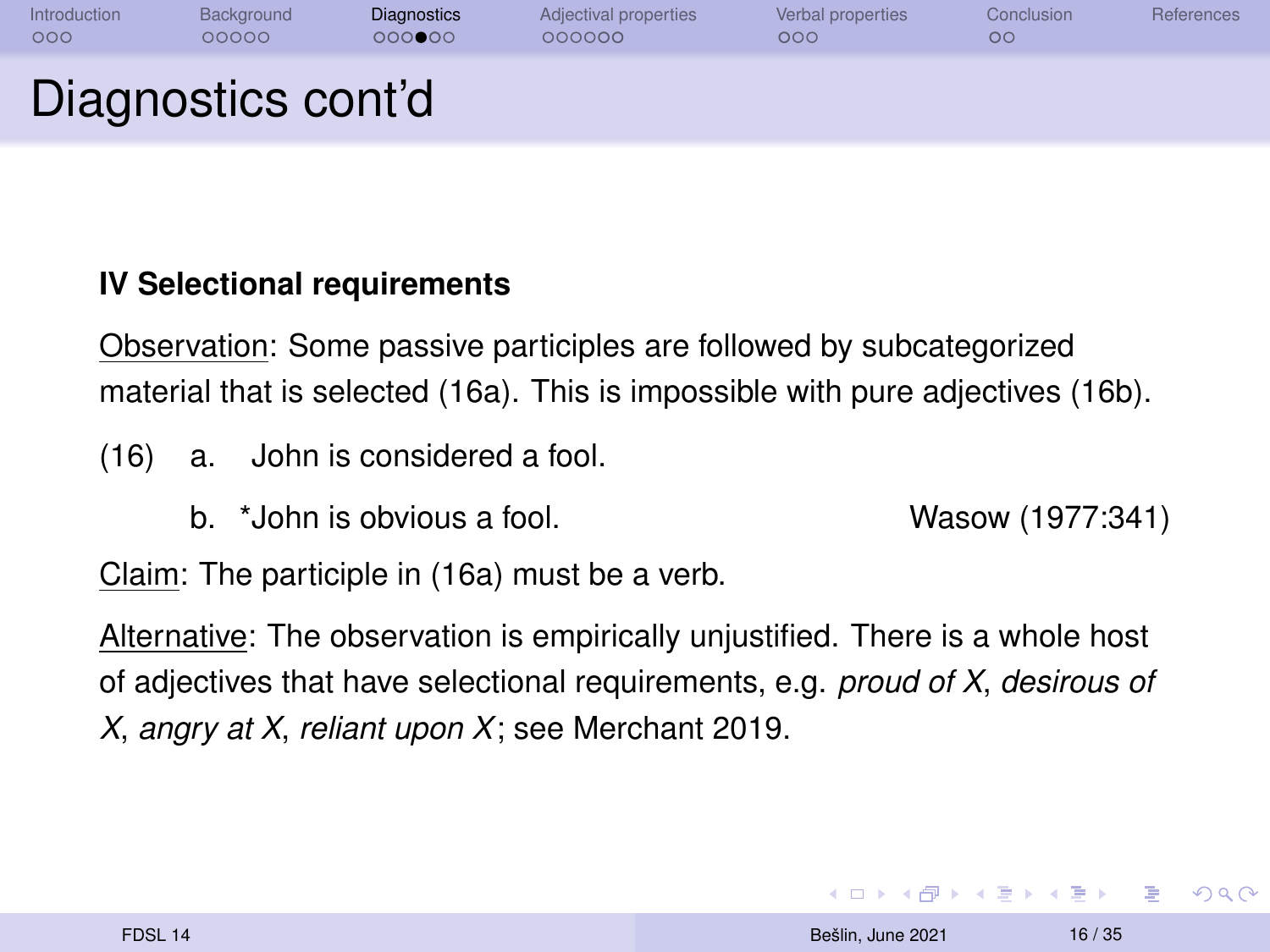# Diagnostics cont'd

**IV Selectional requirements**

Observation: Some passive participles are followed by subcategorized material that is selected (16a). This is impossible with pure adjectives (16b).

(16) a. John is considered a fool.

b. *John is obvious a fool. Wasow (1977:341)

Claim: The participle in (16a) must be a verb.

Alternative: The observation is empirically unjustified. There is a whole host of adjectives that have selectional requirements, e.g. *proud of X*, *desirous of X*, *angry at X*, *reliant upon X*; see Merchant 2019.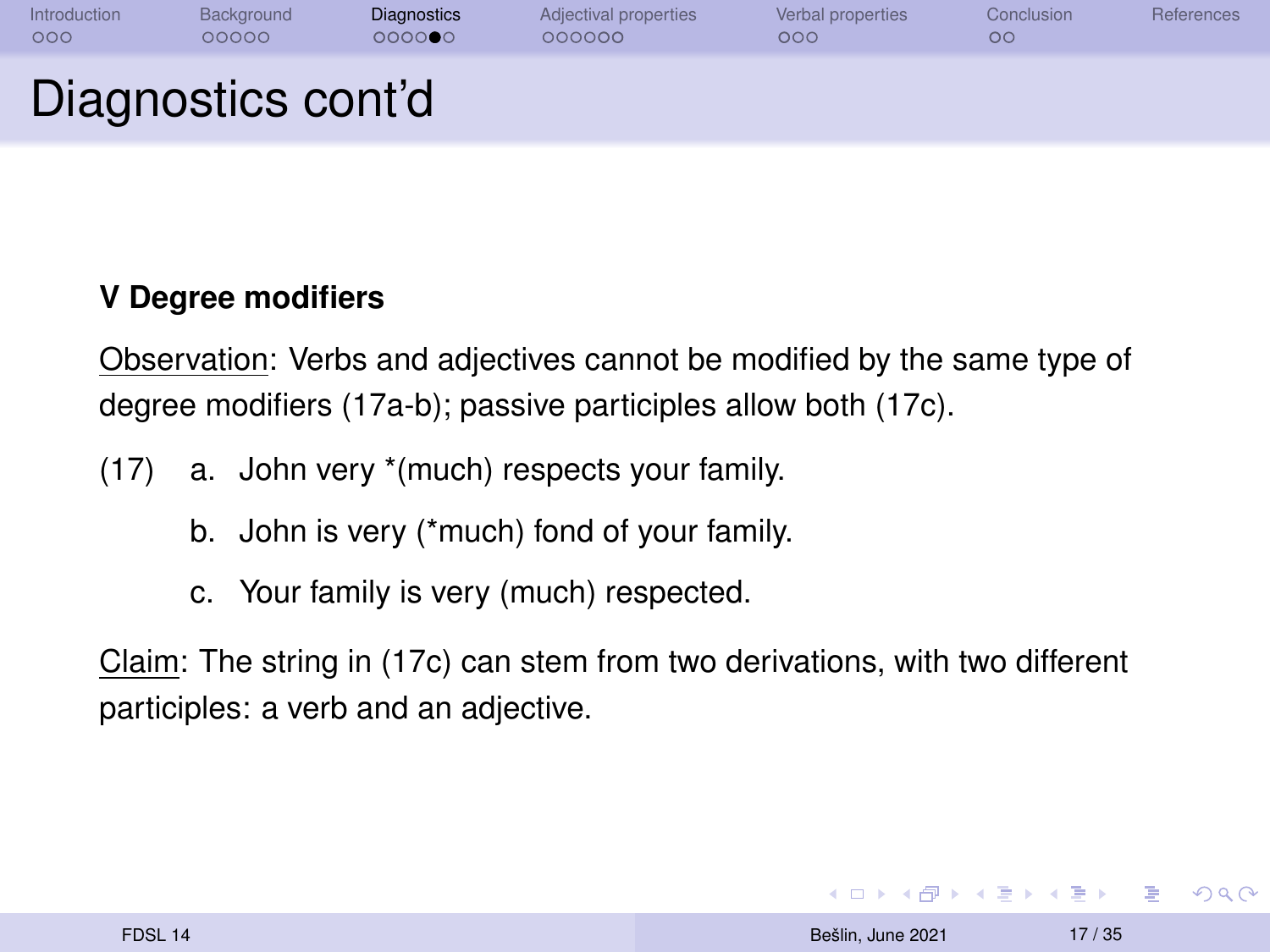# Diagnostics cont'd

**V Degree modifiers**

Observation: Verbs and adjectives cannot be modified by the same type of degree modifiers (17a-b); passive participles allow both (17c).

(17) a. John very *(much) respects your family.

b. John is very (*much) fond of your family.

c. Your family is very (much) respected.

Claim: The string in (17c) can stem from two derivations, with two different participles: a verb and an adjective.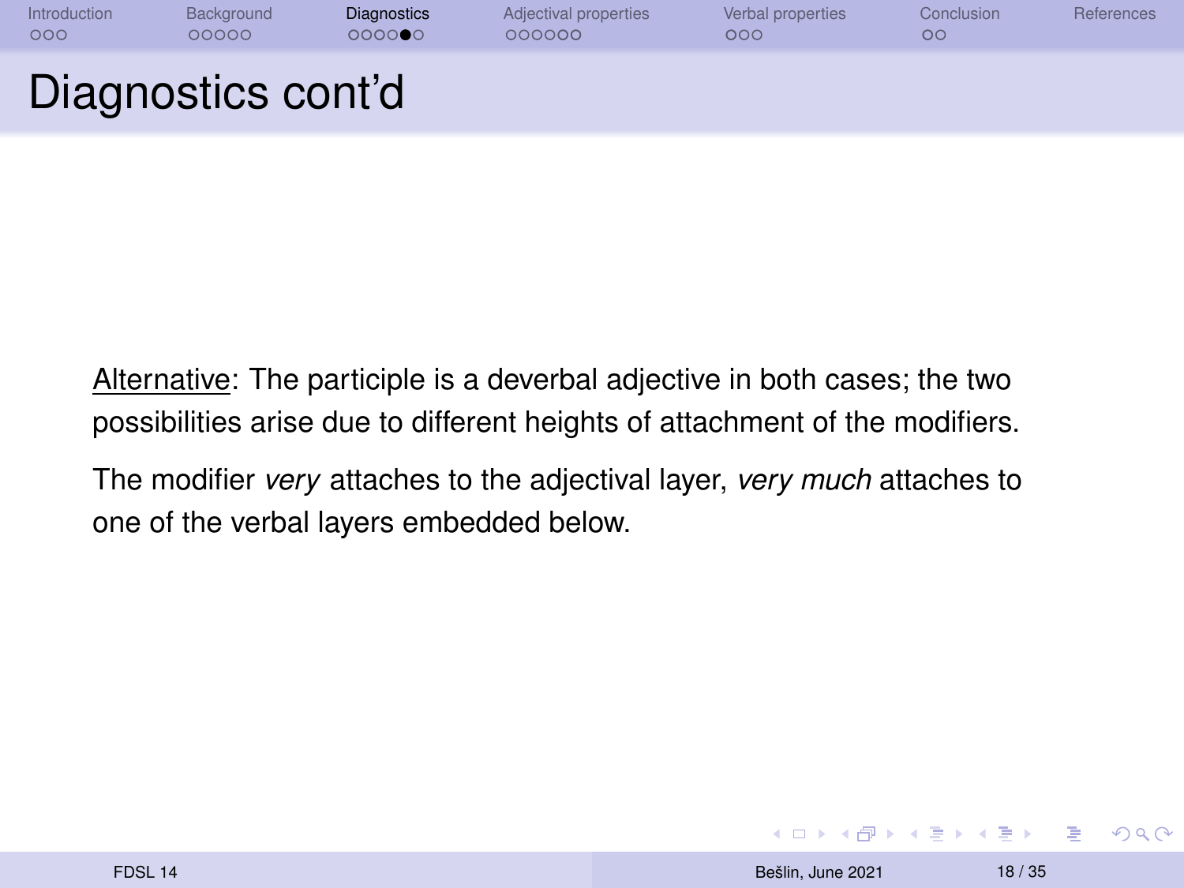# Diagnostics cont'd

<u>Alternative</u>: The participle is a deverbal adjective in both cases; the two possibilities arise due to different heights of attachment of the modifiers.

The modifier *very* attaches to the adjectival layer, *very much* attaches to one of the verbal layers embedded below.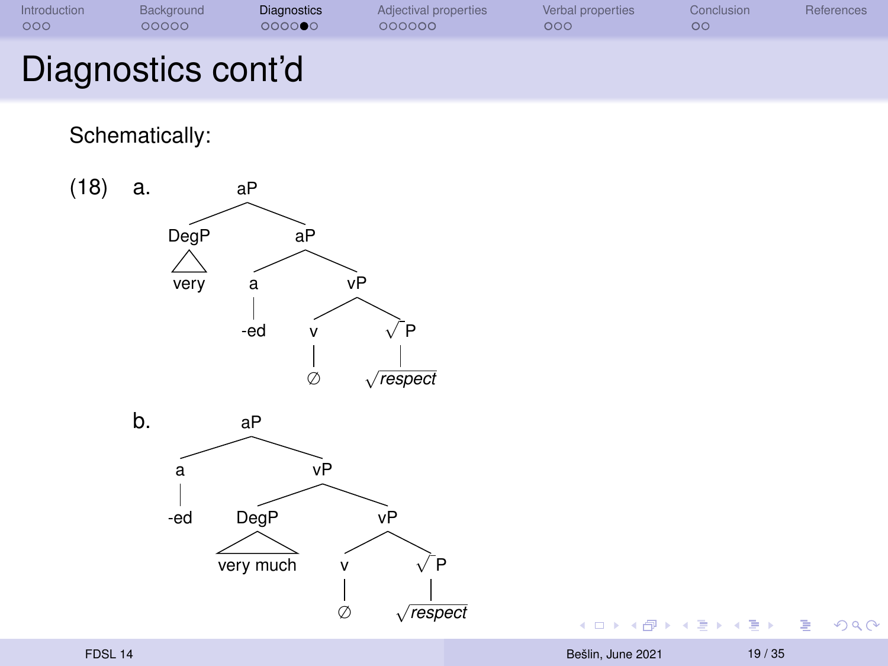# Diagnostics cont'd

Schematically:

(18) a.

```
aP
├── DegP
│   └── very
└── aP
    ├── a
    │   └── -ed
    └── vP
        ├── v
        │   └── ∅
        └── √P
            └── √respect
```

b.

```
aP
├── a
│   └── -ed
└── vP
    ├── DegP
    │   └── very much
    └── vP
        ├── v
        │   └── ∅
        └── √P
            └── √respect
```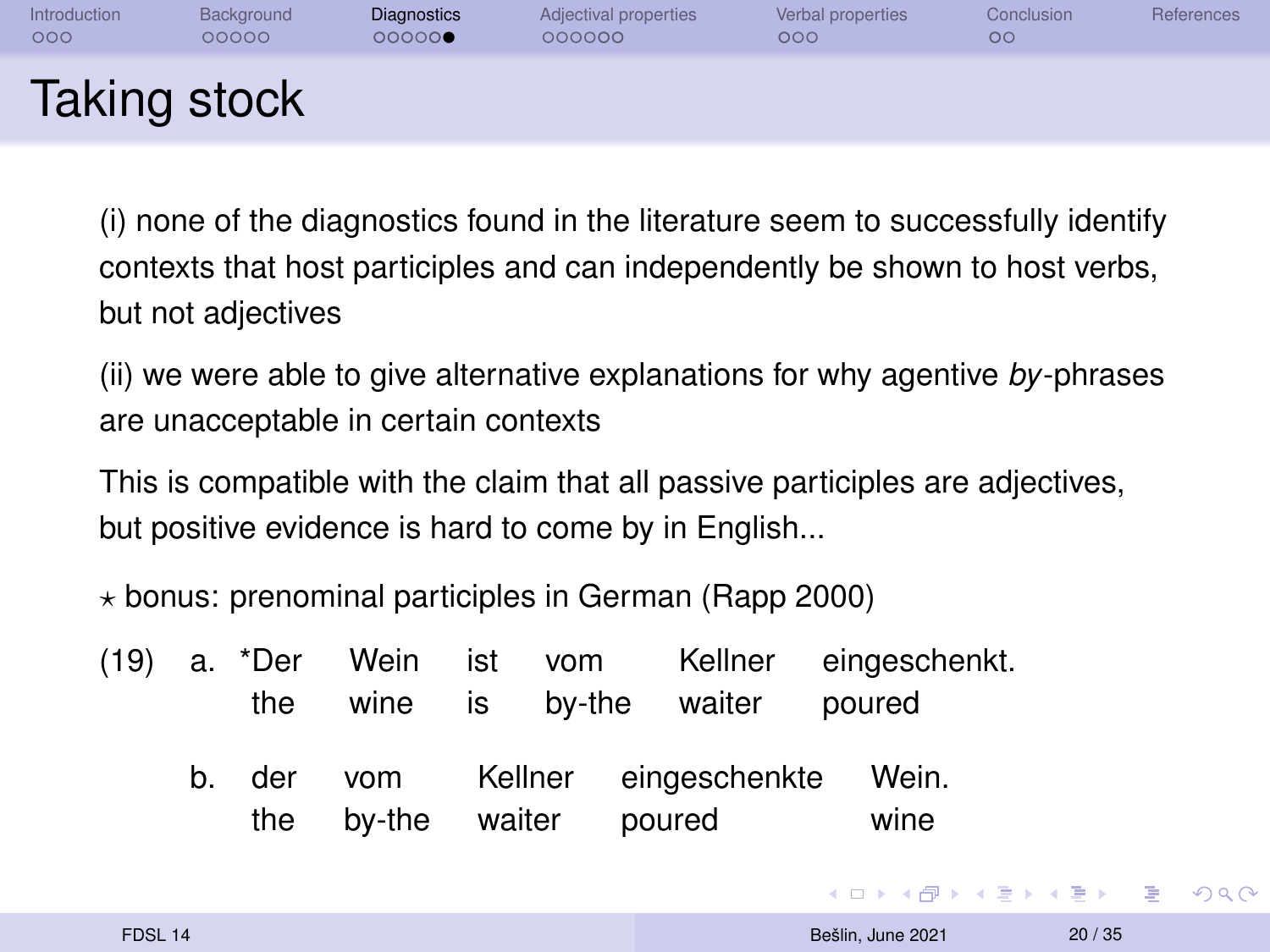# Taking stock

(i) none of the diagnostics found in the literature seem to successfully identify contexts that host participles and can independently be shown to host verbs, but not adjectives

(ii) we were able to give alternative explanations for why agentive *by*-phrases are unacceptable in certain contexts

This is compatible with the claim that all passive participles are adjectives, but positive evidence is hard to come by in English...

⋆ bonus: prenominal participles in German (Rapp 2000)

(19) a. *Der Wein ist vom Kellner eingeschenkt.
  the wine is by-the waiter poured

b. der vom Kellner eingeschenkte Wein.
  the by-the waiter poured wine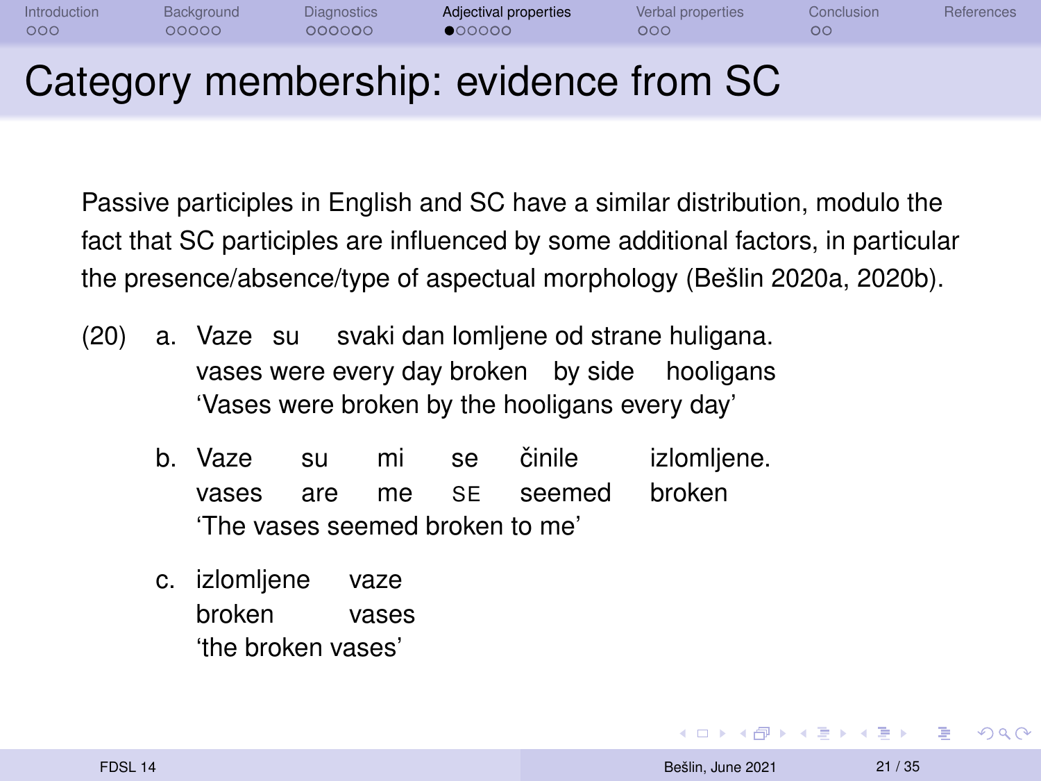# Category membership: evidence from SC

Passive participles in English and SC have a similar distribution, modulo the fact that SC participles are influenced by some additional factors, in particular the presence/absence/type of aspectual morphology (Bešlin 2020a, 2020b).

(20) a. Vaze su svaki dan lomljene od strane huligana.
vases were every day broken by side hooligans
'Vases were broken by the hooligans every day'

b. Vaze su mi se činile izlomljene.
vases are me SE seemed broken
'The vases seemed broken to me'

c. izlomljene vaze
broken vases
'the broken vases'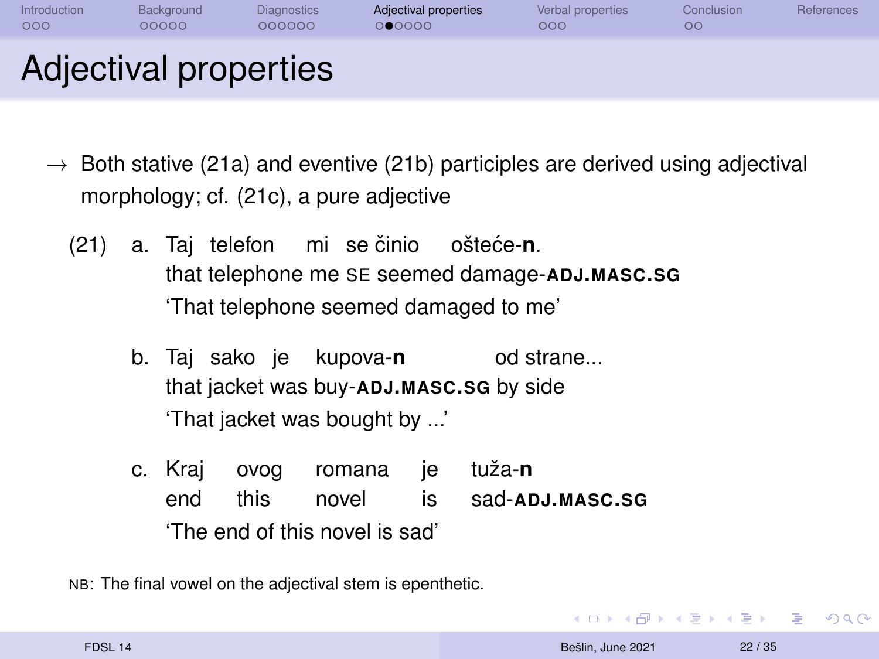# Adjectival properties

→ Both stative (21a) and eventive (21b) participles are derived using adjectival morphology; cf. (21c), a pure adjective

(21) a. Taj telefon mi se činio ošteće-**n**.
that telephone me SE seemed damage-**ADJ.MASC.SG**
'That telephone seemed damaged to me'

b. Taj sako je kupova-**n** od strane...
that jacket was buy-**ADJ.MASC.SG** by side
'That jacket was bought by ...'

c. Kraj ovog romana je tuža-**n**
end this novel is sad-**ADJ.MASC.SG**
'The end of this novel is sad'

NB: The final vowel on the adjectival stem is epenthetic.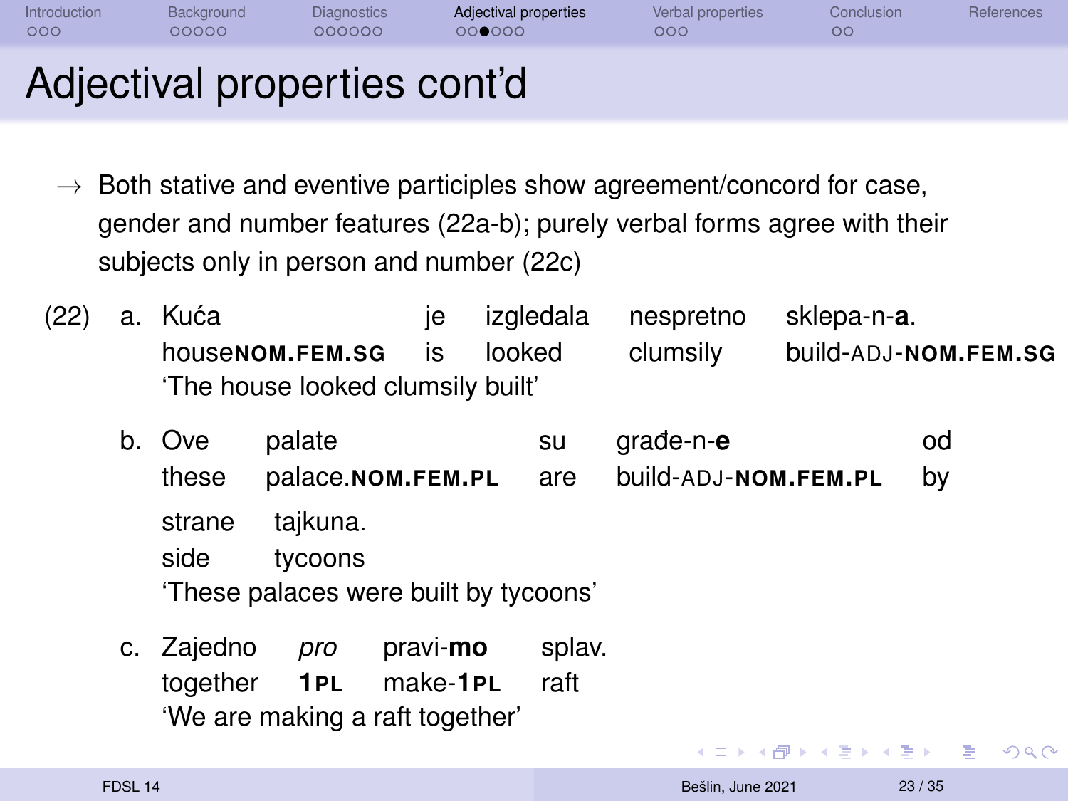# Adjectival properties cont'd

→ Both stative and eventive participles show agreement/concord for case, gender and number features (22a-b); purely verbal forms agree with their subjects only in person and number (22c)

(22)

a. Kuća je izgledala nespretno sklepa-n-**a**.
   house**NOM.FEM.SG** is looked clumsily build-ADJ-**NOM.FEM.SG**
   'The house looked clumsily built'

b. Ove palate su građe-n-**e** od strane tajkuna.
   these palace.**NOM.FEM.PL** are build-ADJ-**NOM.FEM.PL** by side tycoons
   'These palaces were built by tycoons'

c. Zajedno *pro* pravi-**mo** splav.
   together **1PL** make-**1PL** raft
   'We are making a raft together'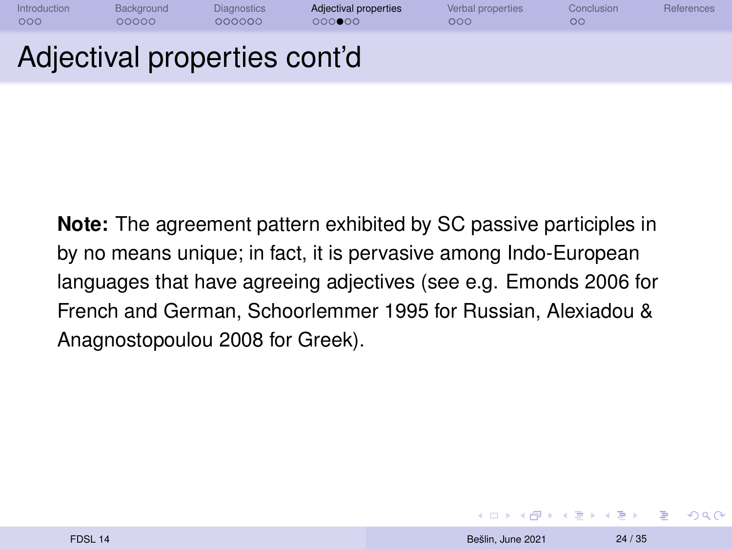# Adjectival properties cont'd

**Note:** The agreement pattern exhibited by SC passive participles in by no means unique; in fact, it is pervasive among Indo-European languages that have agreeing adjectives (see e.g. Emonds 2006 for French and German, Schoorlemmer 1995 for Russian, Alexiadou & Anagnostopoulou 2008 for Greek).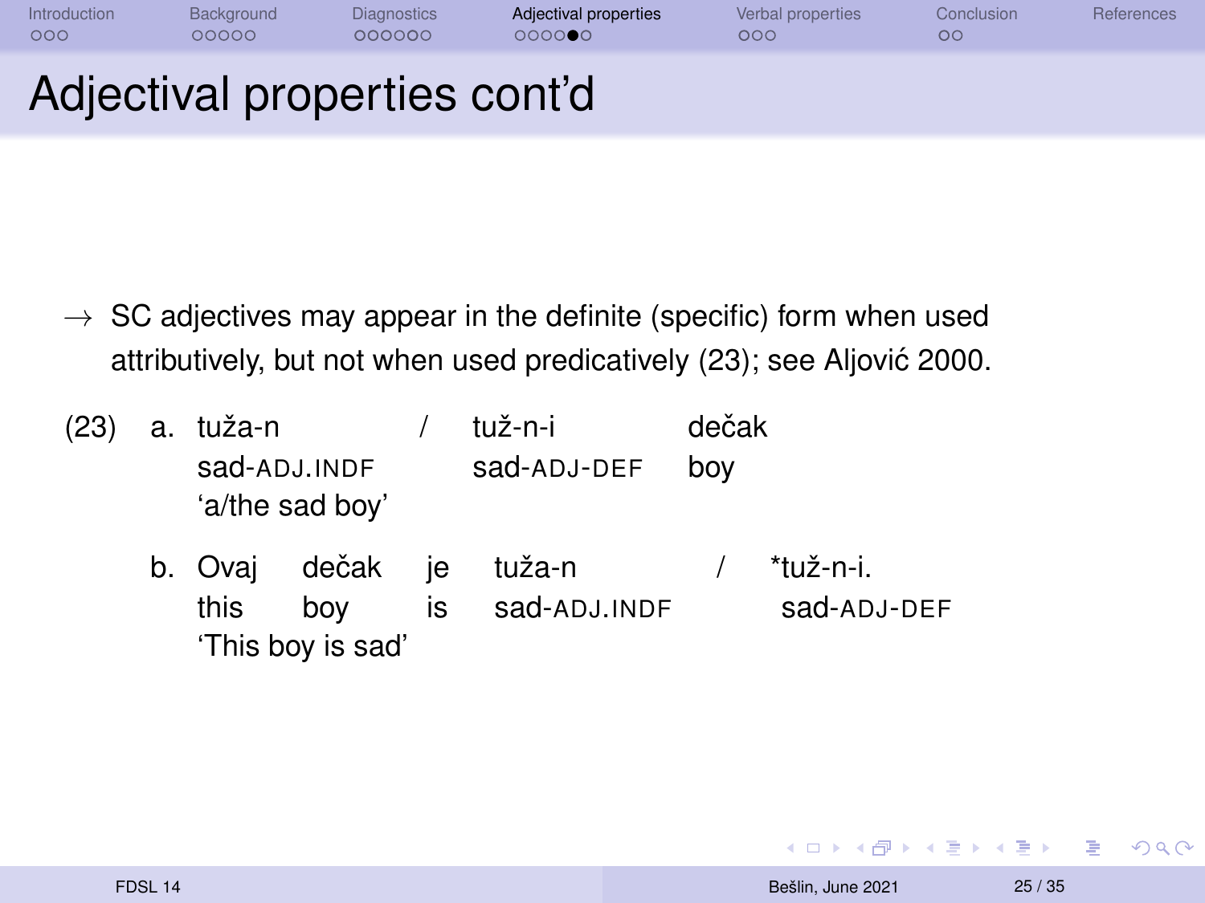# Adjectival properties cont'd

→ SC adjectives may appear in the definite (specific) form when used attributively, but not when used predicatively (23); see Aljović 2000.

(23) a. tuža-n / tuž-n-i dečak
sad-ADJ.INDF sad-ADJ-DEF boy
'a/the sad boy'

b. Ovaj dečak je tuža-n / *tuž-n-i.
this boy is sad-ADJ.INDF sad-ADJ-DEF
'This boy is sad'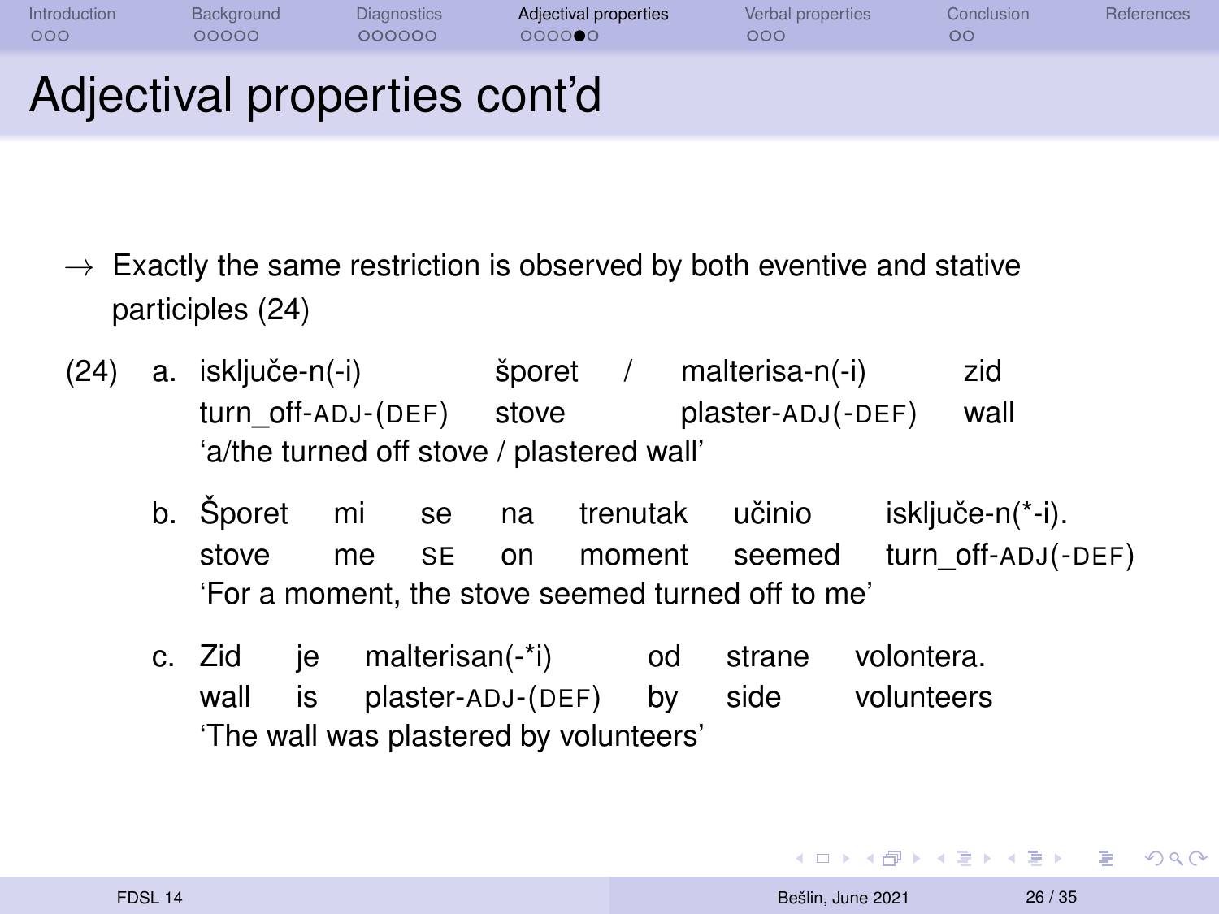# Adjectival properties cont'd

→ Exactly the same restriction is observed by both eventive and stative participles (24)

(24) a. isključe-n(-i) šporet / malterisa-n(-i) zid
turn_off-ADJ-(DEF) stove plaster-ADJ(-DEF) wall
'a/the turned off stove / plastered wall'

b. Šporet mi se na trenutak učinio isključe-n(*-i).
stove me SE on moment seemed turn_off-ADJ(-DEF)
'For a moment, the stove seemed turned off to me'

c. Zid je malterisan(-*i) od strane volontera.
wall is plaster-ADJ-(DEF) by side volunteers
'The wall was plastered by volunteers'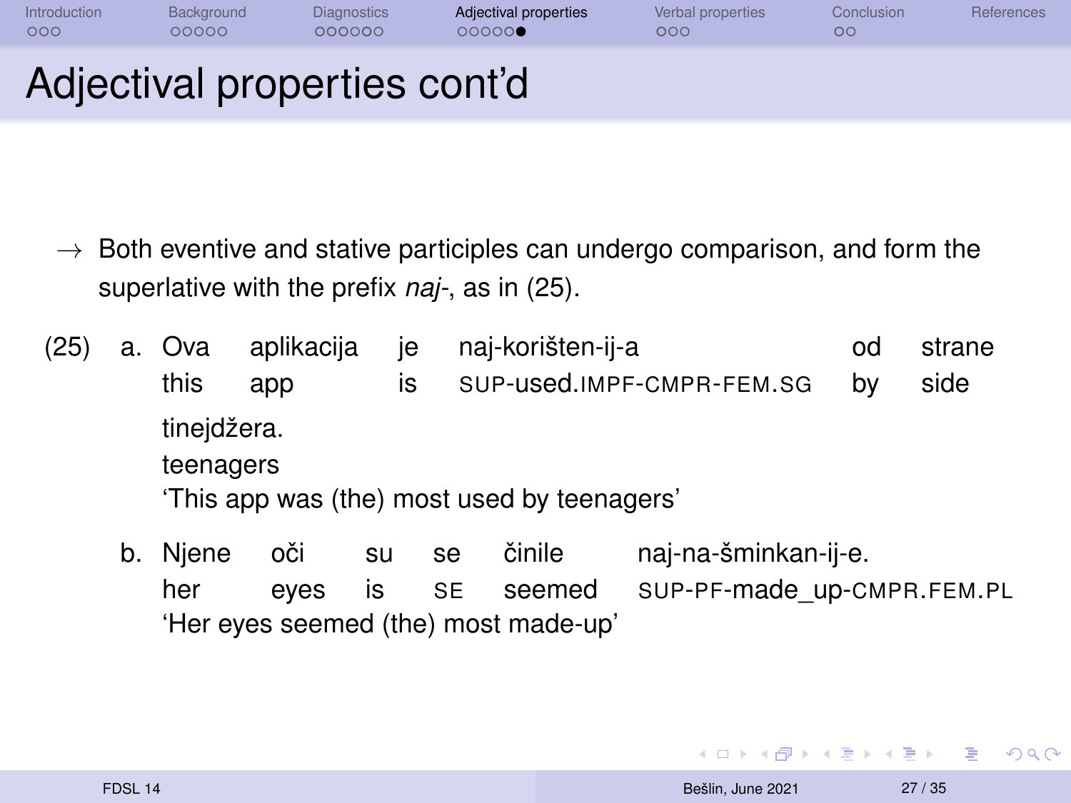# Adjectival properties cont'd

→ Both eventive and stative participles can undergo comparison, and form the superlative with the prefix *naj-*, as in (25).

(25)
a. Ova aplikacija je naj-korišten-ij-a od strane tinejdžera.
   this app is SUP-used.IMPF-CMPR-FEM.SG by side teenagers
   'This app was (the) most used by teenagers'

b. Njene oči su se činile naj-na-šminkan-ij-e.
   her eyes is SE seemed SUP-PF-made_up-CMPR.FEM.PL
   'Her eyes seemed (the) most made-up'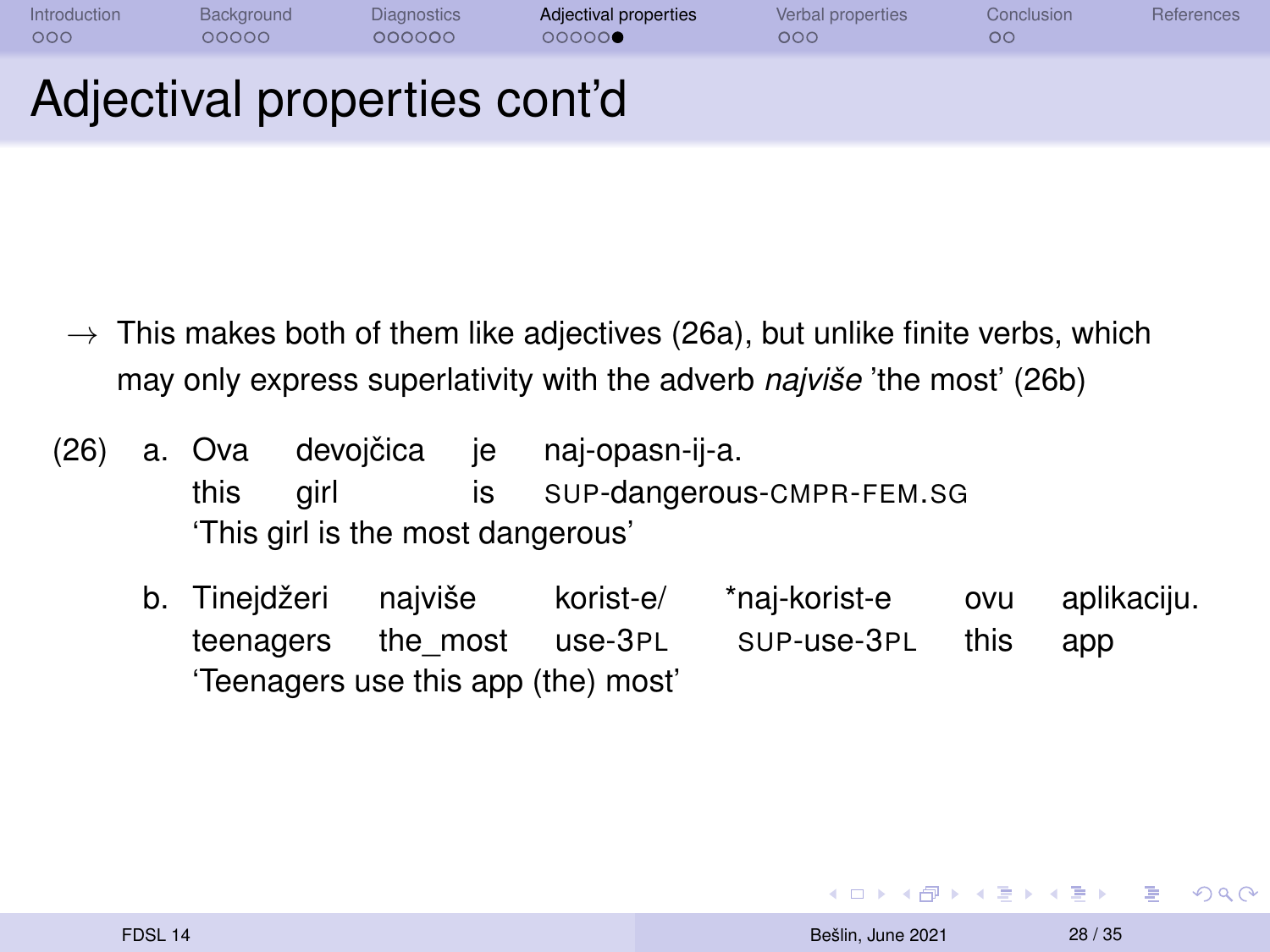# Adjectival properties cont'd

→ This makes both of them like adjectives (26a), but unlike finite verbs, which may only express superlativity with the adverb *najviše* 'the most' (26b)

(26) a. Ova devojčica je naj-opasn-ij-a.
this girl is SUP-dangerous-CMPR-FEM.SG
'This girl is the most dangerous'

b. Tinejdžeri najviše korist-e/ *naj-korist-e ovu aplikaciju.
teenagers the_most use-3PL SUP-use-3PL this app
'Teenagers use this app (the) most'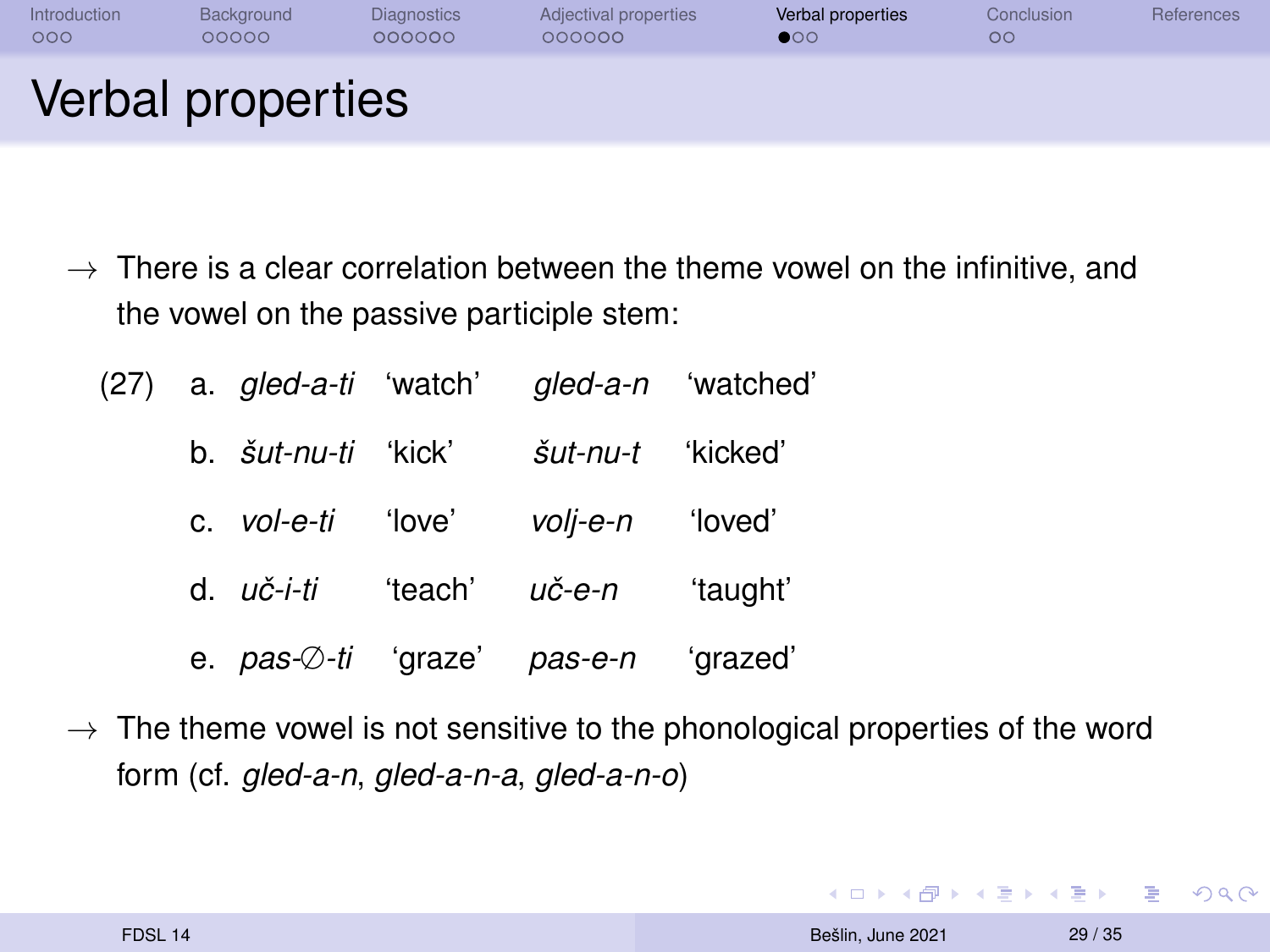# Verbal properties

→ There is a clear correlation between the theme vowel on the infinitive, and the vowel on the passive participle stem:

(27)

| | | | | |
|---|---|---|---|---|
| a. | *gled-a-ti* | 'watch' | *gled-a-n* | 'watched' |
| b. | *šut-nu-ti* | 'kick' | *šut-nu-t* | 'kicked' |
| c. | *vol-e-ti* | 'love' | *volj-e-n* | 'loved' |
| d. | *uč-i-ti* | 'teach' | *uč-e-n* | 'taught' |
| e. | *pas-∅-ti* | 'graze' | *pas-e-n* | 'grazed' |

→ The theme vowel is not sensitive to the phonological properties of the word form (cf. *gled-a-n*, *gled-a-n-a*, *gled-a-n-o*)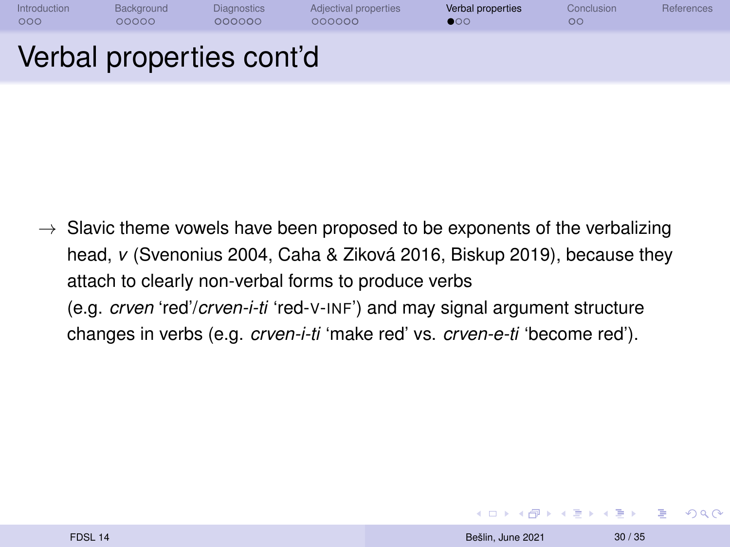# Verbal properties cont'd

→ Slavic theme vowels have been proposed to be exponents of the verbalizing head, *v* (Svenonius 2004, Caha & Ziková 2016, Biskup 2019), because they attach to clearly non-verbal forms to produce verbs (e.g. *crven* 'red'/*crven-i-ti* 'red-V-INF') and may signal argument structure changes in verbs (e.g. *crven-i-ti* 'make red' vs. *crven-e-ti* 'become red').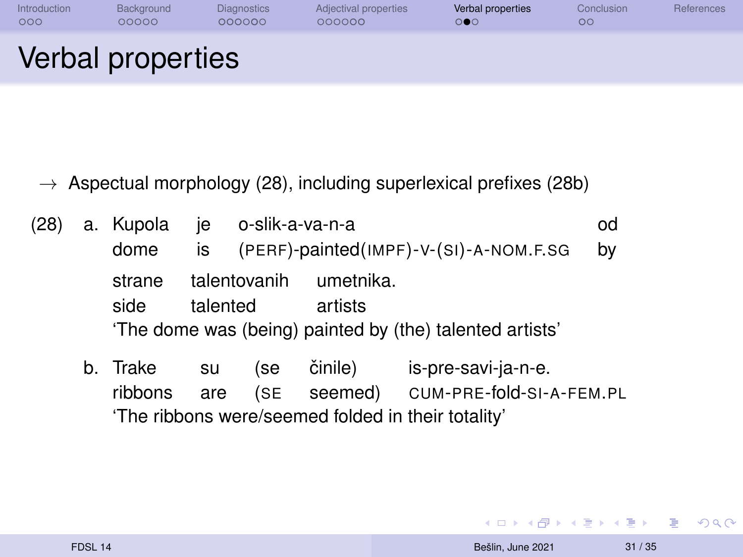# Verbal properties

→ Aspectual morphology (28), including superlexical prefixes (28b)

(28) a. Kupola je o-slik-a-va-n-a od strane talentovanih umetnika.
dome is (PERF)-painted(IMPF)-V-(SI)-A-NOM.F.SG by side talented artists
'The dome was (being) painted by (the) talented artists'

b. Trake su (se činile) is-pre-savi-ja-n-e.
ribbons are (SE seemed) CUM-PRE-fold-SI-A-FEM.PL
'The ribbons were/seemed folded in their totality'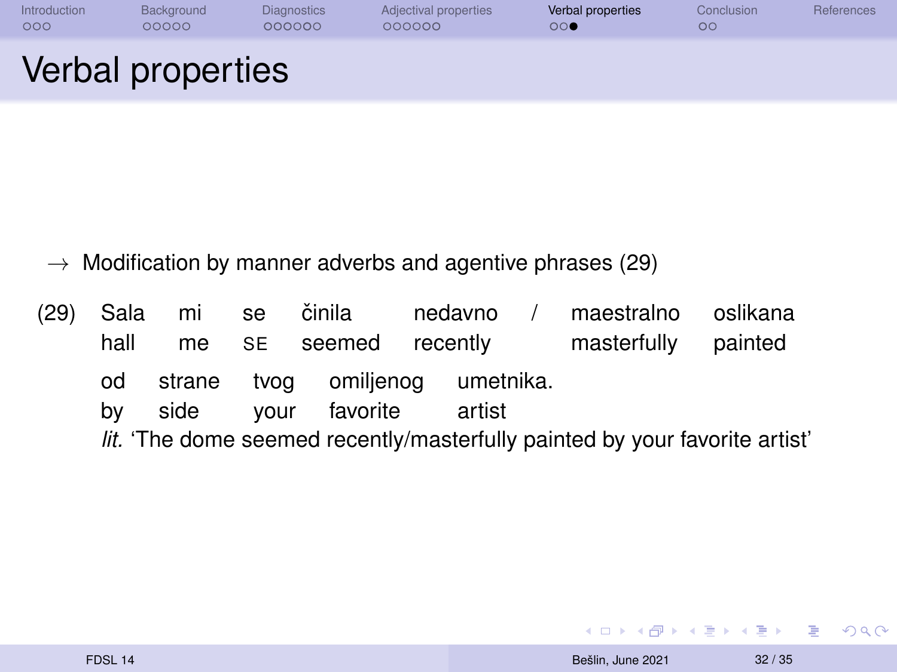# Verbal properties

→ Modification by manner adverbs and agentive phrases (29)

(29) Sala mi se činila nedavno / maestralno oslikana
hall me SE seemed recently masterfully painted

od strane tvog omiljenog umetnika.
by side your favorite artist

*lit.* 'The dome seemed recently/masterfully painted by your favorite artist'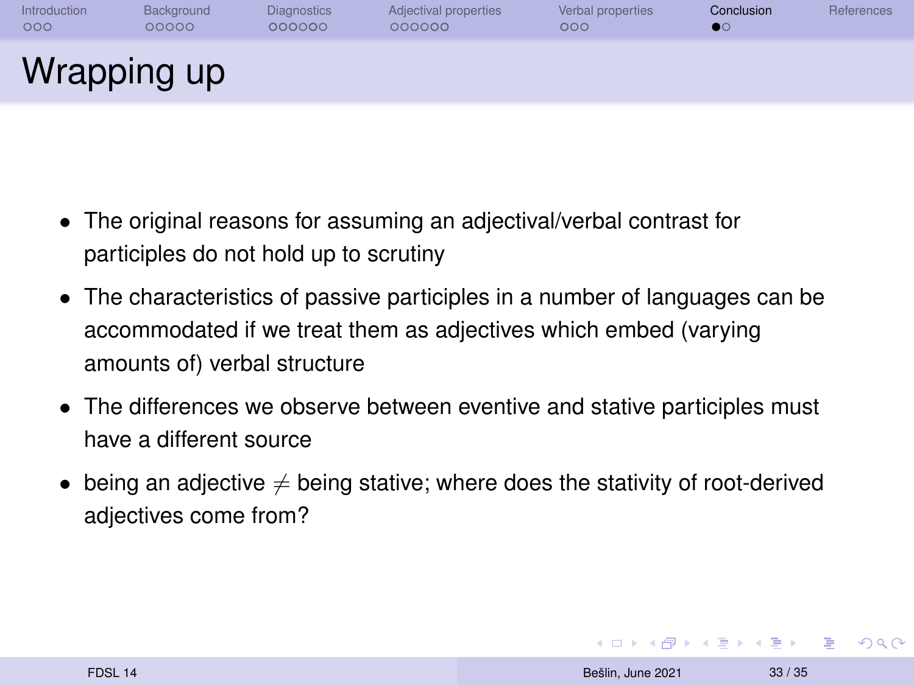# Wrapping up

- The original reasons for assuming an adjectival/verbal contrast for participles do not hold up to scrutiny
- The characteristics of passive participles in a number of languages can be accommodated if we treat them as adjectives which embed (varying amounts of) verbal structure
- The differences we observe between eventive and stative participles must have a different source
- being an adjective $\neq$ being stative; where does the stativity of root-derived adjectives come from?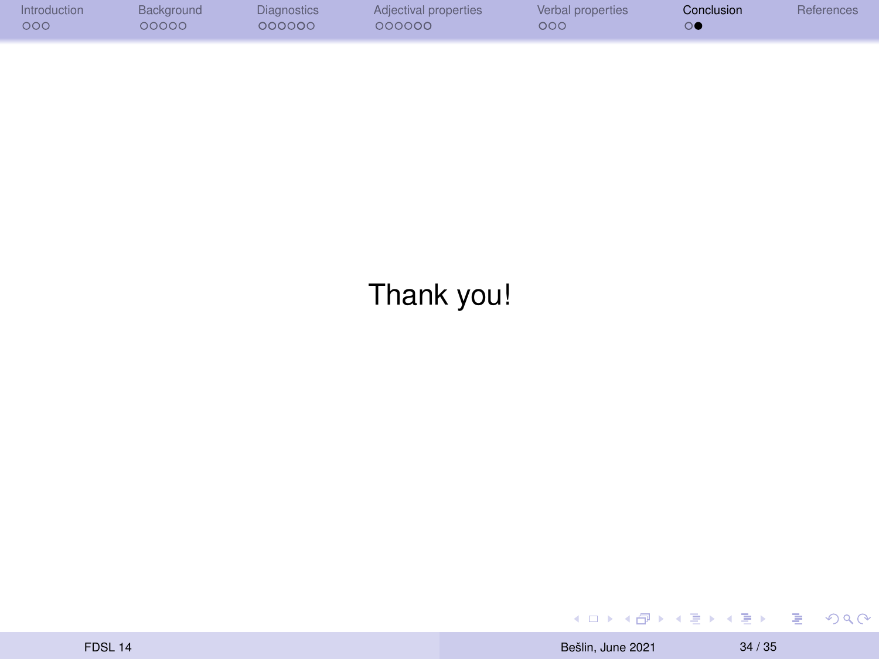Thank you!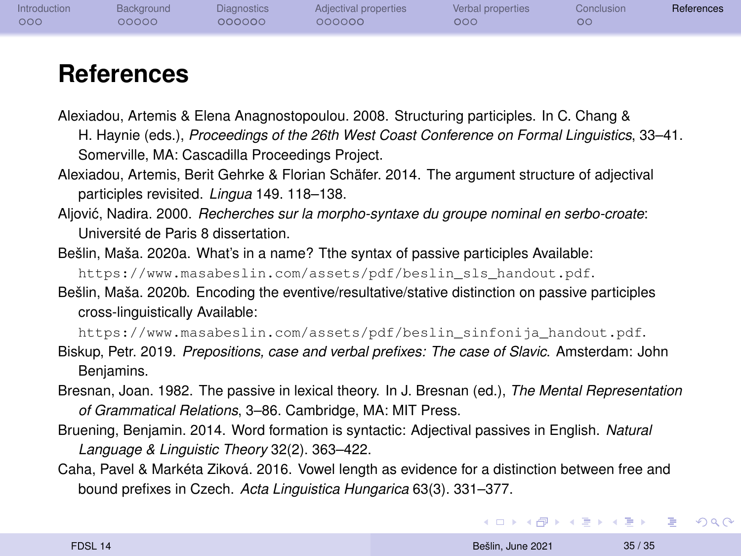# References

Alexiadou, Artemis & Elena Anagnostopoulou. 2008. Structuring participles. In C. Chang & H. Haynie (eds.), *Proceedings of the 26th West Coast Conference on Formal Linguistics*, 33–41. Somerville, MA: Cascadilla Proceedings Project.

Alexiadou, Artemis, Berit Gehrke & Florian Schäfer. 2014. The argument structure of adjectival participles revisited. *Lingua* 149. 118–138.

Aljović, Nadira. 2000. *Recherches sur la morpho-syntaxe du groupe nominal en serbo-croate*: Université de Paris 8 dissertation.

Bešlin, Maša. 2020a. What's in a name? Tthe syntax of passive participles Available: https://www.masabeslin.com/assets/pdf/beslin_sls_handout.pdf.

Bešlin, Maša. 2020b. Encoding the eventive/resultative/stative distinction on passive participles cross-linguistically Available: https://www.masabeslin.com/assets/pdf/beslin_sinfonija_handout.pdf.

Biskup, Petr. 2019. *Prepositions, case and verbal prefixes: The case of Slavic*. Amsterdam: John Benjamins.

Bresnan, Joan. 1982. The passive in lexical theory. In J. Bresnan (ed.), *The Mental Representation of Grammatical Relations*, 3–86. Cambridge, MA: MIT Press.

Bruening, Benjamin. 2014. Word formation is syntactic: Adjectival passives in English. *Natural Language & Linguistic Theory* 32(2). 363–422.

Caha, Pavel & Markéta Ziková. 2016. Vowel length as evidence for a distinction between free and bound prefixes in Czech. *Acta Linguistica Hungarica* 63(3). 331–377.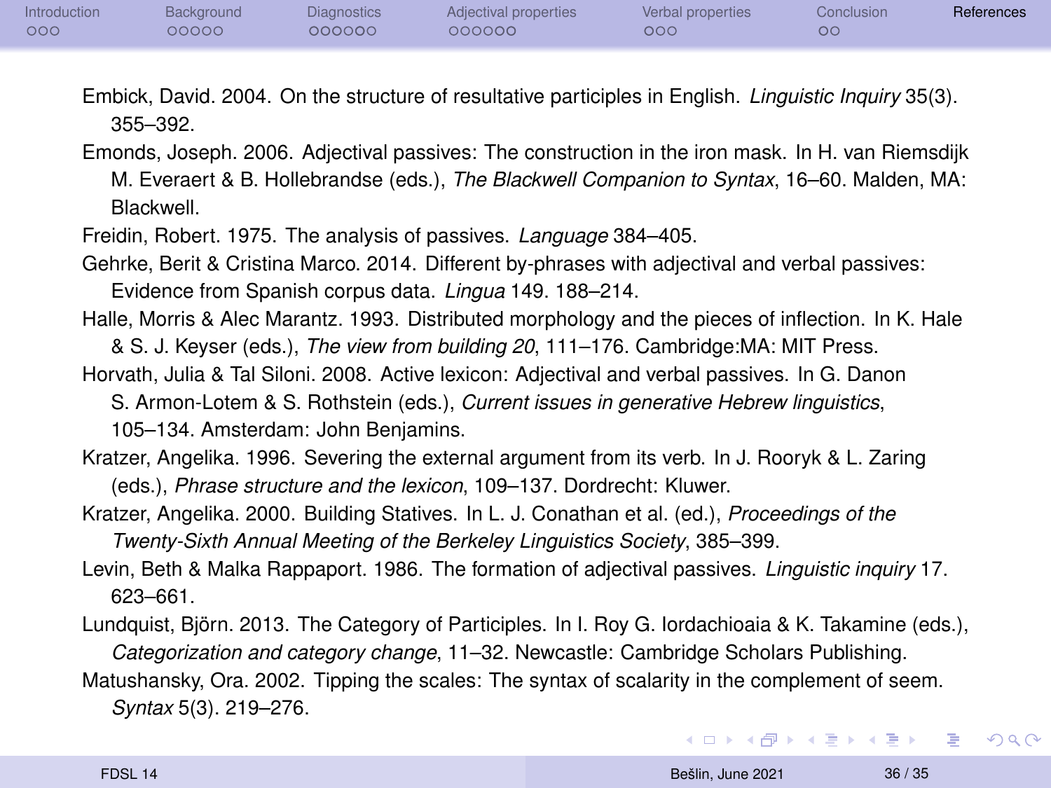Embick, David. 2004. On the structure of resultative participles in English. *Linguistic Inquiry* 35(3). 355–392.

Emonds, Joseph. 2006. Adjectival passives: The construction in the iron mask. In H. van Riemsdijk M. Everaert & B. Hollebrandse (eds.), *The Blackwell Companion to Syntax*, 16–60. Malden, MA: Blackwell.

Freidin, Robert. 1975. The analysis of passives. *Language* 384–405.

Gehrke, Berit & Cristina Marco. 2014. Different by-phrases with adjectival and verbal passives: Evidence from Spanish corpus data. *Lingua* 149. 188–214.

Halle, Morris & Alec Marantz. 1993. Distributed morphology and the pieces of inflection. In K. Hale & S. J. Keyser (eds.), *The view from building 20*, 111–176. Cambridge:MA: MIT Press.

Horvath, Julia & Tal Siloni. 2008. Active lexicon: Adjectival and verbal passives. In G. Danon S. Armon-Lotem & S. Rothstein (eds.), *Current issues in generative Hebrew linguistics*, 105–134. Amsterdam: John Benjamins.

Kratzer, Angelika. 1996. Severing the external argument from its verb. In J. Rooryk & L. Zaring (eds.), *Phrase structure and the lexicon*, 109–137. Dordrecht: Kluwer.

Kratzer, Angelika. 2000. Building Statives. In L. J. Conathan et al. (ed.), *Proceedings of the Twenty-Sixth Annual Meeting of the Berkeley Linguistics Society*, 385–399.

Levin, Beth & Malka Rappaport. 1986. The formation of adjectival passives. *Linguistic inquiry* 17. 623–661.

Lundquist, Björn. 2013. The Category of Participles. In I. Roy G. Iordachioaia & K. Takamine (eds.), *Categorization and category change*, 11–32. Newcastle: Cambridge Scholars Publishing.

Matushansky, Ora. 2002. Tipping the scales: The syntax of scalarity in the complement of seem. *Syntax* 5(3). 219–276.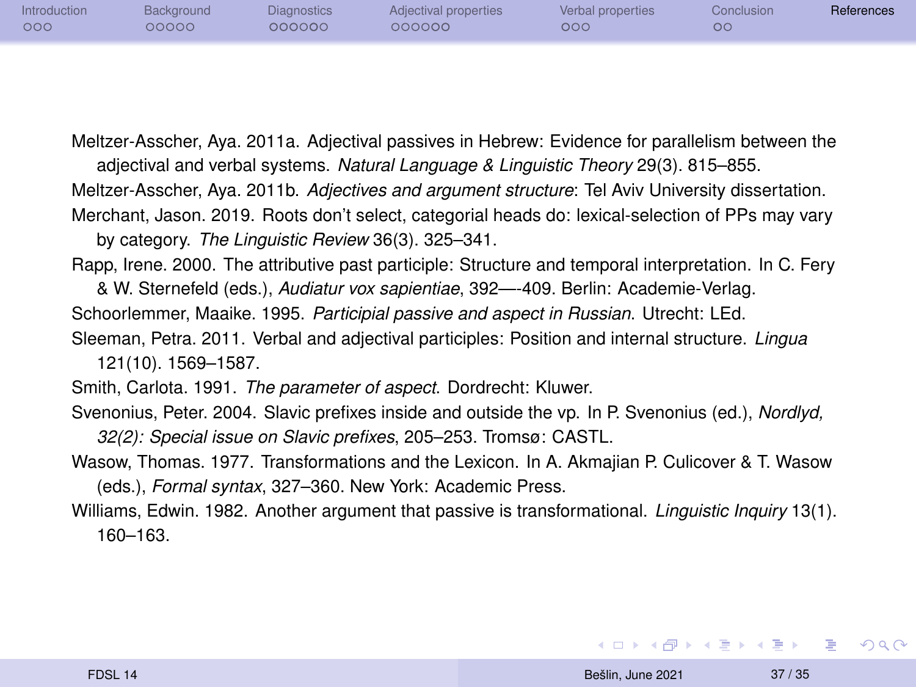Meltzer-Asscher, Aya. 2011a. Adjectival passives in Hebrew: Evidence for parallelism between the adjectival and verbal systems. *Natural Language & Linguistic Theory* 29(3). 815–855.

Meltzer-Asscher, Aya. 2011b. *Adjectives and argument structure*: Tel Aviv University dissertation.

Merchant, Jason. 2019. Roots don't select, categorial heads do: lexical-selection of PPs may vary by category. *The Linguistic Review* 36(3). 325–341.

Rapp, Irene. 2000. The attributive past participle: Structure and temporal interpretation. In C. Fery & W. Sternefeld (eds.), *Audiatur vox sapientiae*, 392—-409. Berlin: Academie-Verlag.

Schoorlemmer, Maaike. 1995. *Participial passive and aspect in Russian*. Utrecht: LEd.

Sleeman, Petra. 2011. Verbal and adjectival participles: Position and internal structure. *Lingua* 121(10). 1569–1587.

Smith, Carlota. 1991. *The parameter of aspect*. Dordrecht: Kluwer.

Svenonius, Peter. 2004. Slavic prefixes inside and outside the vp. In P. Svenonius (ed.), *Nordlyd, 32(2): Special issue on Slavic prefixes*, 205–253. Tromsø: CASTL.

Wasow, Thomas. 1977. Transformations and the Lexicon. In A. Akmajian P. Culicover & T. Wasow (eds.), *Formal syntax*, 327–360. New York: Academic Press.

Williams, Edwin. 1982. Another argument that passive is transformational. *Linguistic Inquiry* 13(1). 160–163.